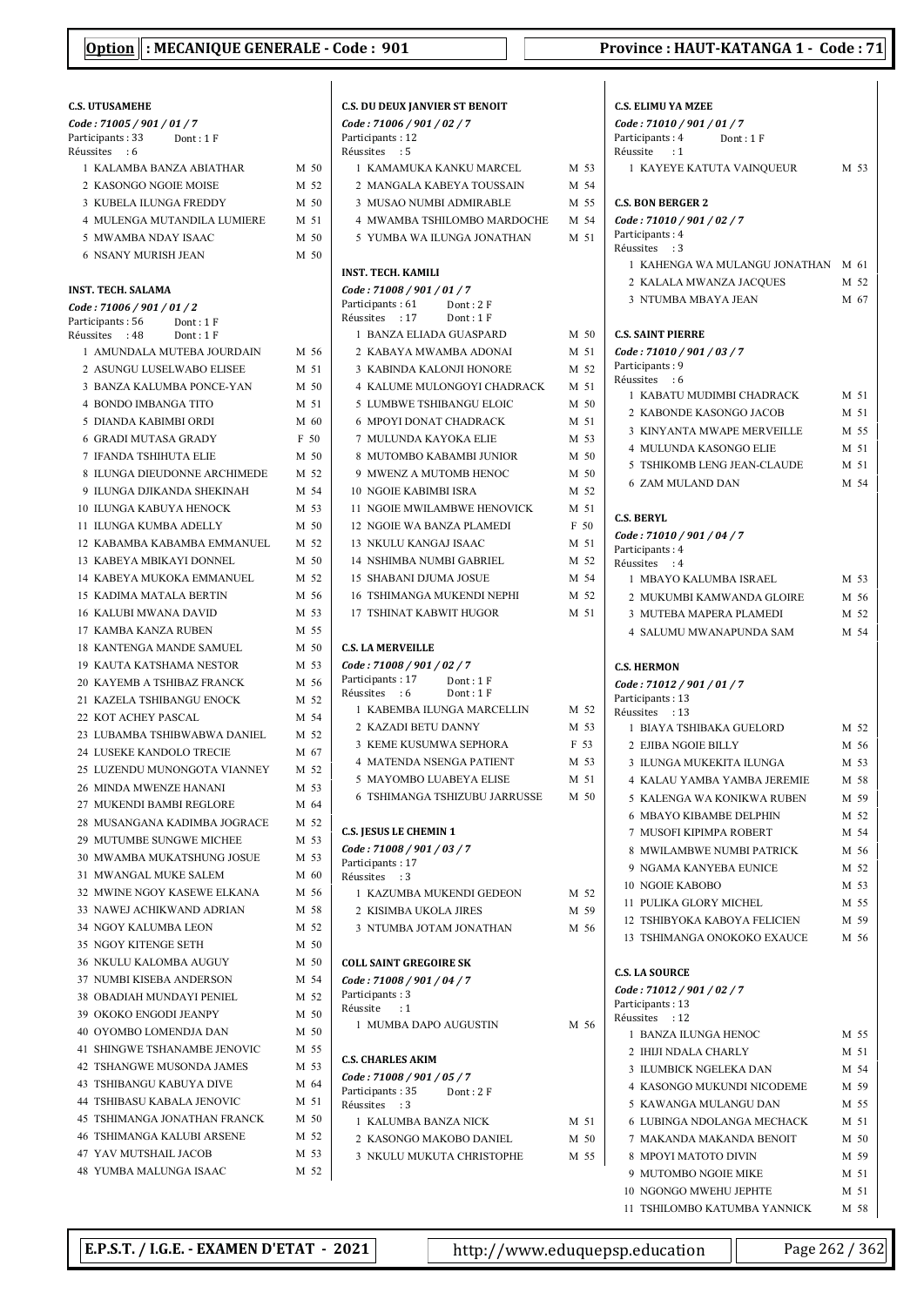**Option : MECANIQUE GENERALE - Code : 901**

**Province : HAUT-KATANGA 1 - Code : 71**

**C.S. UTUSAMEHE**

*Code : 71005 / 901 / 01 / 7*

Participants : 33 Dont : 1 F

Réussites : 6

| N° | Nom | Sexe | % |
|---|---|---|---|
| 1 | KALAMBA BANZA ABIATHAR | M | 50 |
| 2 | KASONGO NGOIE MOISE | M | 52 |
| 3 | KUBELA ILUNGA FREDDY | M | 50 |
| 4 | MULENGA MUTANDILA LUMIERE | M | 51 |
| 5 | MWAMBA NDAY ISAAC | M | 50 |
| 6 | NSANY MURISH JEAN | M | 50 |

**INST. TECH. SALAMA**

*Code : 71006 / 901 / 01 / 2*

Participants : 56 Dont : 1 F

Réussites : 48 Dont : 1 F

| N° | Nom | Sexe | % |
|---|---|---|---|
| 1 | AMUNDALA MUTEBA JOURDAIN | M | 56 |
| 2 | ASUNGU LUSELWABO ELISEE | M | 51 |
| 3 | BANZA KALUMBA PONCE-YAN | M | 50 |
| 4 | BONDO IMBANGA TITO | M | 51 |
| 5 | DIANDA KABIMBI ORDI | M | 60 |
| 6 | GRADI MUTASA GRADY | F | 50 |
| 7 | IFANDA TSHIHUTA ELIE | M | 50 |
| 8 | ILUNGA DIEUDONNE ARCHIMEDE | M | 52 |
| 9 | ILUNGA DJIKANDA SHEKINAH | M | 54 |
| 10 | ILUNGA KABUYA HENOCK | M | 53 |
| 11 | ILUNGA KUMBA ADELLY | M | 50 |
| 12 | KABAMBA KABAMBA EMMANUEL | M | 52 |
| 13 | KABEYA MBIKAYI DONNEL | M | 50 |
| 14 | KABEYA MUKOKA EMMANUEL | M | 52 |
| 15 | KADIMA MATALA BERTIN | M | 56 |
| 16 | KALUBI MWANA DAVID | M | 53 |
| 17 | KAMBA KANZA RUBEN | M | 55 |
| 18 | KANTENGA MANDE SAMUEL | M | 50 |
| 19 | KAUTA KATSHAMA NESTOR | M | 53 |
| 20 | KAYEMB A TSHIBAZ FRANCK | M | 56 |
| 21 | KAZELA TSHIBANGU ENOCK | M | 52 |
| 22 | KOT ACHEY PASCAL | M | 54 |
| 23 | LUBAMBA TSHIBWABWA DANIEL | M | 52 |
| 24 | LUSEKE KANDOLO TRECIE | M | 67 |
| 25 | LUZENDU MUNONGOTA VIANNEY | M | 52 |
| 26 | MINDA MWENZE HANANI | M | 53 |
| 27 | MUKENDI BAMBI REGLORE | M | 64 |
| 28 | MUSANGANA KADIMBA JOGRACE | M | 52 |
| 29 | MUTUMBE SUNGWE MICHEE | M | 53 |
| 30 | MWAMBA MUKATSHUNG JOSUE | M | 53 |
| 31 | MWANGAL MUKE SALEM | M | 60 |
| 32 | MWINE NGOY KASEWE ELKANA | M | 56 |
| 33 | NAWEJ ACHIKWAND ADRIAN | M | 58 |
| 34 | NGOY KALUMBA LEON | M | 52 |
| 35 | NGOY KITENGE SETH | M | 50 |
| 36 | NKULU KALOMBA AUGUY | M | 50 |
| 37 | NUMBI KISEBA ANDERSON | M | 54 |
| 38 | OBADIAH MUNDAYI PENIEL | M | 52 |
| 39 | OKOKO ENGODI JEANPY | M | 50 |
| 40 | OYOMBO LOMENDJA DAN | M | 50 |
| 41 | SHINGWE TSHANAMBE JENOVIC | M | 55 |
| 42 | TSHANGWE MUSONDA JAMES | M | 53 |
| 43 | TSHIBANGU KABUYA DIVE | M | 64 |
| 44 | TSHIBASU KABALA JENOVIC | M | 51 |
| 45 | TSHIMANGA JONATHAN FRANCK | M | 50 |
| 46 | TSHIMANGA KALUBI ARSENE | M | 52 |
| 47 | YAV MUTSHAIL JACOB | M | 53 |
| 48 | YUMBA MALUNGA ISAAC | M | 52 |

**C.S. DU DEUX JANVIER ST BENOIT**

*Code : 71006 / 901 / 02 / 7*

Participants : 12

Réussites : 5

| N° | Nom | Sexe | % |
|---|---|---|---|
| 1 | KAMAMUKA KANKU MARCEL | M | 53 |
| 2 | MANGALA KABEYA TOUSSAIN | M | 54 |
| 3 | MUSAO NUMBI ADMIRABLE | M | 55 |
| 4 | MWAMBA TSHILOMBO MARDOCHE | M | 54 |
| 5 | YUMBA WA ILUNGA JONATHAN | M | 51 |

**INST. TECH. KAMILI**

*Code : 71008 / 901 / 01 / 7*

Participants : 61 Dont : 2 F

Réussites : 17 Dont : 1 F

| N° | Nom | Sexe | % |
|---|---|---|---|
| 1 | BANZA ELIADA GUASPARD | M | 50 |
| 2 | KABAYA MWAMBA ADONAI | M | 51 |
| 3 | KABINDA KALONJI HONORE | M | 52 |
| 4 | KALUME MULONGOYI CHADRACK | M | 51 |
| 5 | LUMBWE TSHIBANGU ELOIC | M | 50 |
| 6 | MPOYI DONAT CHADRACK | M | 51 |
| 7 | MULUNDA KAYOKA ELIE | M | 53 |
| 8 | MUTOMBO KABAMBI JUNIOR | M | 50 |
| 9 | MWENZ A MUTOMB HENOC | M | 50 |
| 10 | NGOIE KABIMBI ISRA | M | 52 |
| 11 | NGOIE MWILAMBWE HENOVICK | M | 51 |
| 12 | NGOIE WA BANZA PLAMEDI | F | 50 |
| 13 | NKULU KANGAJ ISAAC | M | 51 |
| 14 | NSHIMBA NUMBI GABRIEL | M | 52 |
| 15 | SHABANI DJUMA JOSUE | M | 54 |
| 16 | TSHIMANGA MUKENDI NEPHI | M | 52 |
| 17 | TSHINAT KABWIT HUGOR | M | 51 |

**C.S. LA MERVEILLE**

*Code : 71008 / 901 / 02 / 7*

Participants : 17 Dont : 1 F

Réussites : 6 Dont : 1 F

| N° | Nom | Sexe | % |
|---|---|---|---|
| 1 | KABEMBA ILUNGA MARCELLIN | M | 52 |
| 2 | KAZADI BETU DANNY | M | 53 |
| 3 | KEME KUSUMWA SEPHORA | F | 53 |
| 4 | MATENDA NSENGA PATIENT | M | 53 |
| 5 | MAYOMBO LUABEYA ELISE | M | 51 |
| 6 | TSHIMANGA TSHIZUBU JARRUSSE | M | 50 |

**C.S. JESUS LE CHEMIN 1**

*Code : 71008 / 901 / 03 / 7*

Participants : 17

Réussites : 3

| N° | Nom | Sexe | % |
|---|---|---|---|
| 1 | KAZUMBA MUKENDI GEDEON | M | 52 |
| 2 | KISIMBA UKOLA JIRES | M | 59 |
| 3 | NTUMBA JOTAM JONATHAN | M | 56 |

**COLL SAINT GREGOIRE SK**

*Code : 71008 / 901 / 04 / 7*

Participants : 3

Réussite : 1

| N° | Nom | Sexe | % |
|---|---|---|---|
| 1 | MUMBA DAPO AUGUSTIN | M | 56 |

**C.S. CHARLES AKIM**

*Code : 71008 / 901 / 05 / 7*

Participants : 35 Dont : 2 F

Réussites : 3

| N° | Nom | Sexe | % |
|---|---|---|---|
| 1 | KALUMBA BANZA NICK | M | 51 |
| 2 | KASONGO MAKOBO DANIEL | M | 50 |
| 3 | NKULU MUKUTA CHRISTOPHE | M | 55 |

**C.S. ELIMU YA MZEE**

*Code : 71010 / 901 / 01 / 7*

Participants : 4 Dont : 1 F

Réussite : 1

| N° | Nom | Sexe | % |
|---|---|---|---|
| 1 | KAYEYE KATUTA VAINQUEUR | M | 53 |

**C.S. BON BERGER 2**

*Code : 71010 / 901 / 02 / 7*

Participants : 4

Réussites : 3

| N° | Nom | Sexe | % |
|---|---|---|---|
| 1 | KAHENGA WA MULANGU JONATHAN | M | 61 |
| 2 | KALALA MWANZA JACQUES | M | 52 |
| 3 | NTUMBA MBAYA JEAN | M | 67 |

**C.S. SAINT PIERRE**

*Code : 71010 / 901 / 03 / 7*

Participants : 9

Réussites : 6

| N° | Nom | Sexe | % |
|---|---|---|---|
| 1 | KABATU MUDIMBI CHADRACK | M | 51 |
| 2 | KABONDE KASONGO JACOB | M | 51 |
| 3 | KINYANTA MWAPE MERVEILLE | M | 55 |
| 4 | MULUNDA KASONGO ELIE | M | 51 |
| 5 | TSHIKOMB LENG JEAN-CLAUDE | M | 51 |
| 6 | ZAM MULAND DAN | M | 54 |

**C.S. BERYL**

*Code : 71010 / 901 / 04 / 7*

Participants : 4

Réussites : 4

| N° | Nom | Sexe | % |
|---|---|---|---|
| 1 | MBAYO KALUMBA ISRAEL | M | 53 |
| 2 | MUKUMBI KAMWANDA GLOIRE | M | 56 |
| 3 | MUTEBA MAPERA PLAMEDI | M | 52 |
| 4 | SALUMU MWANAPUNDA SAM | M | 54 |

**C.S. HERMON**

*Code : 71012 / 901 / 01 / 7*

Participants : 13

Réussites : 13

| N° | Nom | Sexe | % |
|---|---|---|---|
| 1 | BIAYA TSHIBAKA GUELORD | M | 52 |
| 2 | EJIBA NGOIE BILLY | M | 56 |
| 3 | ILUNGA MUKEKITA ILUNGA | M | 53 |
| 4 | KALAU YAMBA YAMBA JEREMIE | M | 58 |
| 5 | KALENGA WA KONIKWA RUBEN | M | 59 |
| 6 | MBAYO KIBAMBE DELPHIN | M | 52 |
| 7 | MUSOFI KIPIMPA ROBERT | M | 54 |
| 8 | MWILAMBWE NUMBI PATRICK | M | 56 |
| 9 | NGAMA KANYEBA EUNICE | M | 52 |
| 10 | NGOIE KABOBO | M | 53 |
| 11 | PULIKA GLORY MICHEL | M | 55 |
| 12 | TSHIBYOKA KABOYA FELICIEN | M | 59 |
| 13 | TSHIMANGA ONOKOKO EXAUCE | M | 56 |

**C.S. LA SOURCE**

*Code : 71012 / 901 / 02 / 7*

Participants : 13

Réussites : 12

| N° | Nom | Sexe | % |
|---|---|---|---|
| 1 | BANZA ILUNGA HENOC | M | 55 |
| 2 | IHIJI NDALA CHARLY | M | 51 |
| 3 | ILUMBICK NGELEKA DAN | M | 54 |
| 4 | KASONGO MUKUNDI NICODEME | M | 59 |
| 5 | KAWANGA MULANGU DAN | M | 55 |
| 6 | LUBINGA NDOLANGA MECHACK | M | 51 |
| 7 | MAKANDA MAKANDA BENOIT | M | 50 |
| 8 | MPOYI MATOTO DIVIN | M | 59 |
| 9 | MUTOMBO NGOIE MIKE | M | 51 |
| 10 | NGONGO MWEHU JEPHTE | M | 51 |
| 11 | TSHILOMBO KATUMBA YANNICK | M | 58 |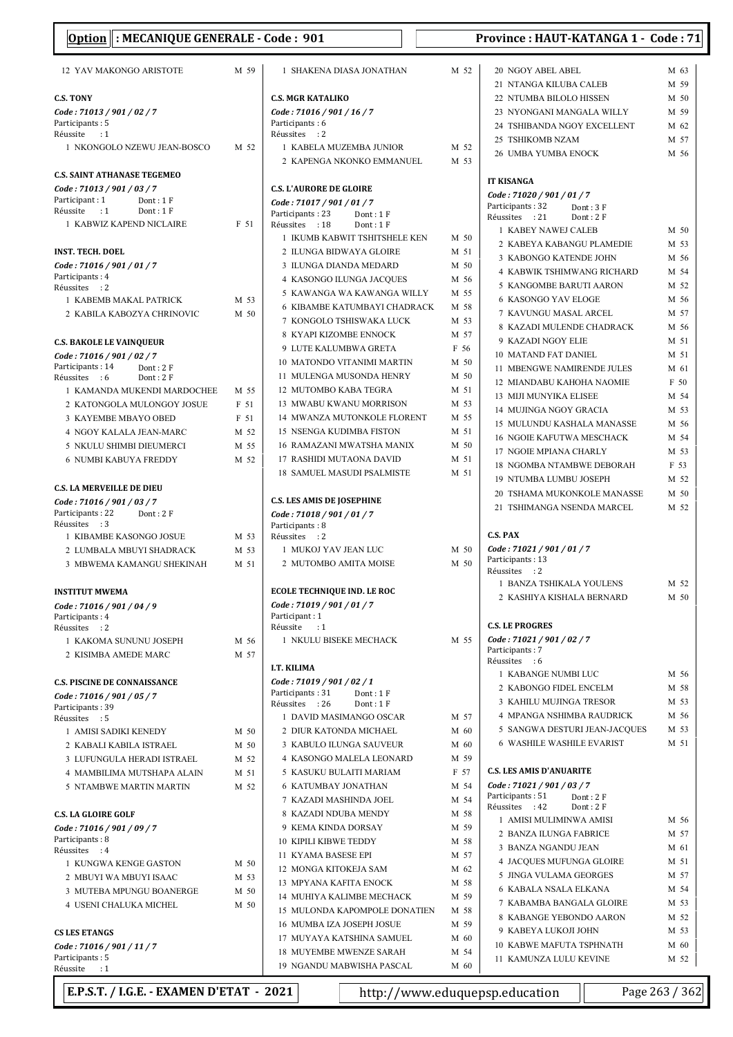## Option : MECANIQUE GENERALE - Code : 901

## Province : HAUT-KATANGA 1 - Code : 71

12 YAV MAKONGO ARISTOTE M 59

### C.S. TONY

*Code : 71013 / 901 / 02 / 7*
Participants : 5
Réussite : 1

1 NKONGOLO NZEWU JEAN-BOSCO M 52

### C.S. SAINT ATHANASE TEGEMEO

*Code : 71013 / 901 / 03 / 7*
Participant : 1 Dont : 1 F
Réussite : 1 Dont : 1 F

1 KABWIZ KAPEND NICLAIRE F 51

### INST. TECH. DOEL

*Code : 71016 / 901 / 01 / 7*
Participants : 4
Réussites : 2

1 KABEMB MAKAL PATRICK M 53
2 KABILA KABOZYA CHRINOVIC M 50

### C.S. BAKOLE LE VAINQUEUR

*Code : 71016 / 901 / 02 / 7*
Participants : 14 Dont : 2 F
Réussites : 6 Dont : 2 F

1 KAMANDA MUKENDI MARDOCHEE M 55
2 KATONGOLA MULONGOY JOSUE F 51
3 KAYEMBE MBAYO OBED F 51
4 NGOY KALALA JEAN-MARC M 52
5 NKULU SHIMBI DIEUMERCI M 55
6 NUMBI KABUYA FREDDY M 52

### C.S. LA MERVEILLE DE DIEU

*Code : 71016 / 901 / 03 / 7*
Participants : 22 Dont : 2 F
Réussites : 3

1 KIBAMBE KASONGO JOSUE M 53
2 LUMBALA MBUYI SHADRACK M 53
3 MBWEMA KAMANGU SHEKINAH M 51

### INSTITUT MWEMA

*Code : 71016 / 901 / 04 / 9*
Participants : 4
Réussites : 2

1 KAKOMA SUNUNU JOSEPH M 56
2 KISIMBA AMEDE MARC M 57

### C.S. PISCINE DE CONNAISSANCE

*Code : 71016 / 901 / 05 / 7*
Participants : 39
Réussites : 5

1 AMISI SADIKI KENEDY M 50
2 KABALI KABILA ISTRAEL M 50
3 LUFUNGULA HERADI ISTRAEL M 52
4 MAMBILIMA MUTSHAPA ALAIN M 51
5 NTAMBWE MARTIN MARTIN M 52

### C.S. LA GLOIRE GOLF

*Code : 71016 / 901 / 09 / 7*
Participants : 8
Réussites : 4

1 KUNGWA KENGE GASTON M 50
2 MBUYI WA MBUYI ISAAC M 53
3 MUTEBA MPUNGU BOANERGE M 50
4 USENI CHALUKA MICHEL M 50

### CS LES ETANGS

*Code : 71016 / 901 / 11 / 7*
Participants : 5
Réussite : 1

1 SHAKENA DIASA JONATHAN M 52

### C.S. MGR KATALIKO

*Code : 71016 / 901 / 16 / 7*
Participants : 6
Réussites : 2

1 KABELA MUZEMBA JUNIOR M 52
2 KAPENGA NKONKO EMMANUEL M 53

### C.S. L'AURORE DE GLOIRE

*Code : 71017 / 901 / 01 / 7*
Participants : 23 Dont : 1 F
Réussites : 18 Dont : 1 F

1 IKUMB KABWIT TSHITSHELE KEN M 50
2 ILUNGA BIDWAYA GLOIRE M 51
3 ILUNGA DIANDA MEDARD M 50
4 KASONGO ILUNGA JACQUES M 56
5 KAWANGA WA KAWANGA WILLY M 55
6 KIBAMBE KATUMBAYI CHADRACK M 58
7 KONGOLO TSHISWAKA LUCK M 53
8 KYAPI KIZOMBE ENNOCK M 57
9 LUTE KALUMBWA GRETA F 56
10 MATONDO VITANIMI MARTIN M 50
11 MULENGA MUSONDA HENRY M 50
12 MUTOMBO KABA TEGRA M 51
13 MWABU KWANU MORRISON M 53
14 MWANZA MUTONKOLE FLORENT M 55
15 NSENGA KUDIMBA FISTON M 51
16 RAMAZANI MWATSHA MANIX M 50
17 RASHIDI MUTAONA DAVID M 51
18 SAMUEL MASUDI PSALMISTE M 51

### C.S. LES AMIS DE JOSEPHINE

*Code : 71018 / 901 / 01 / 7*
Participants : 8
Réussites : 2

1 MUKOJ YAV JEAN LUC M 50
2 MUTOMBO AMITA MOISE M 50

### ECOLE TECHNIQUE IND. LE ROC

*Code : 71019 / 901 / 01 / 7*
Participant : 1
Réussite : 1

1 NKULU BISEKE MECHACK M 55

### I.T. KILIMA

*Code : 71019 / 901 / 02 / 1*
Participants : 31 Dont : 1 F
Réussites : 26 Dont : 1 F

1 DAVID MASIMANGO OSCAR M 57
2 DIUR KATONDA MICHAEL M 60
3 KABULO ILUNGA SAUVEUR M 60
4 KASONGO MALELA LEONARD M 59
5 KASUKU BULAITI MARIAM F 57
6 KATUMBAY JONATHAN M 54
7 KAZADI MASHINDA JOEL M 54
8 KAZADI NDUBA MENDY M 58
9 KEMA KINDA DORSAY M 59
10 KIPILI KIBWE TEDDY M 58
11 KYAMA BASESE EPI M 57
12 MONGA KITOKEJA SAM M 62
13 MPYANA KAFITA ENOCK M 58
14 MUHIYA KALIMBE MECHACK M 59
15 MULONDA KAPOMPOLE DONATIEN M 58
16 MUMBA IZA JOSEPH JOSUE M 59
17 MUYAYA KATSHINA SAMUEL M 60
18 MUYEMBE MWENZE SARAH M 54
19 NGANDU MABWISHA PASCAL M 60
20 NGOY ABEL ABEL M 63
21 NTANGA KILUBA CALEB M 59
22 NTUMBA BILOLO HISSEN M 50
23 NYONGANI MANGALA WILLY M 59
24 TSHIBANDA NGOY EXCELLENT M 62
25 TSHIKOMB NZAM M 57
26 UMBA YUMBA ENOCK M 56

### IT KISANGA

*Code : 71020 / 901 / 01 / 7*
Participants : 32 Dont : 3 F
Réussites : 21 Dont : 2 F

1 KABEY NAWEJ CALEB M 50
2 KABEYA KABANGU PLAMEDIE M 53
3 KABONGO KATENDE JOHN M 56
4 KABWIK TSHIMWANG RICHARD M 54
5 KANGOMBE BARUTI AARON M 52
6 KASONGO YAV ELOGE M 56
7 KAVUNGU MASAL ARCEL M 57
8 KAZADI MULENDE CHADRACK M 56
9 KAZADI NGOY ELIE M 51
10 MATAND FAT DANIEL M 51
11 MBENGWE NAMIRENDE JULES M 61
12 MIANDABU KAHOHA NAOMIE F 50
13 MIJI MUNYIKA ELISEE M 54
14 MUJINGA NGOY GRACIA M 53
15 MULUNDU KASHALA MANASSE M 56
16 NGOIE KAFUTWA MESCHACK M 54
17 NGOIE MPIANA CHARLY M 53
18 NGOMBA NTAMBWE DEBORAH F 53
19 NTUMBA LUMBU JOSEPH M 52
20 TSHAMA MUKONKOLE MANASSE M 50
21 TSHIMANGA NSENDA MARCEL M 52

### C.S. PAX

*Code : 71021 / 901 / 01 / 7*
Participants : 13
Réussites : 2

1 BANZA TSHIKALA YOULENS M 52
2 KASHIYA KISHALA BERNARD M 50

### C.S. LE PROGRES

*Code : 71021 / 901 / 02 / 7*
Participants : 7
Réussites : 6

1 KABANGE NUMBI LUC M 56
2 KABONGO FIDEL ENCELM M 58
3 KAHILU MUJINGA TRESOR M 53
4 MPANGA NSHIMBA RAUDRICK M 56
5 SANGWA DESTURI JEAN-JACQUES M 53
6 WASHILE WASHILE EVARIST M 51

### C.S. LES AMIS D'ANUARITE

*Code : 71021 / 901 / 03 / 7*
Participants : 51 Dont : 2 F
Réussites : 42 Dont : 2 F

1 AMISI MULIMINWA AMISI M 56
2 BANZA ILUNGA FABRICE M 57
3 BANZA NGANDU JEAN M 61
4 JACQUES MUFUNGA GLOIRE M 51
5 JINGA VULAMA GEORGES M 57
6 KABALA NSALA ELKANA M 54
7 KABAMBA BANGALA GLOIRE M 53
8 KABANGE YEBONDO AARON M 52
9 KABEYA LUKOJI JOHN M 53
10 KABWE MAFUTA TSPHNATH M 60
11 KAMUNZA LULU KEVINE M 52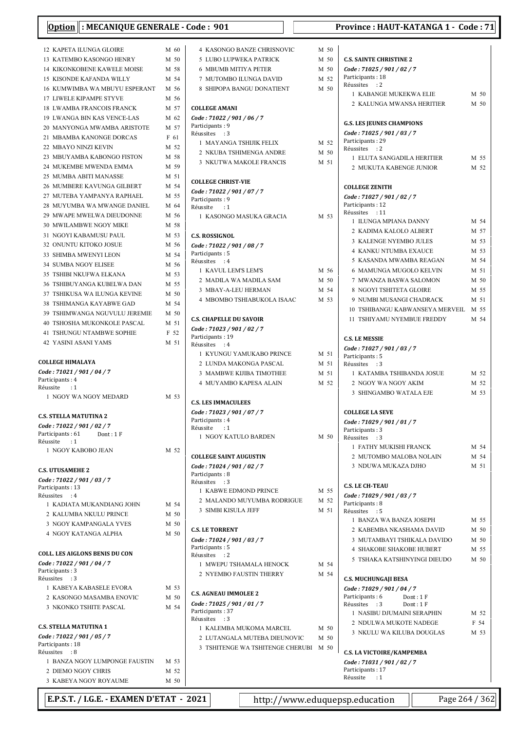**Option : MECANIQUE GENERALE - Code : 901** — **Province : HAUT-KATANGA 1 - Code : 71**

12 KAPETA ILUNGA GLOIRE M 60
13 KATEMBO KASONGO HENRY M 50
14 KIKONKOBENE KAWELE MOISE M 58
15 KISONDE KAFANDA WILLY M 54
16 KUMWIMBA WA MBUYU ESPERANT M 56
17 LIWELE KIPAMPE STYVE M 56
18 LWAMBA FRANCOIS FRANCK M 57
19 LWANGA BIN KAS VENCE-LAS M 62
20 MANYONGA MWAMBA ARISTOTE M 57
21 MBAMBA KANONGE DORCAS F 61
22 MBAYO NINZI KEVIN M 52
23 MBUYAMBA KABONGO FISTON M 58
24 MUKEMBE MWENDA EMMA M 59
25 MUMBA ABITI MANASSE M 51
26 MUMBERE KAVUNGA GILBERT M 54
27 MUTEBA YAMPANYA RAPHAEL M 55
28 MUYUMBA WA MWANGE DANIEL M 64
29 MWAPE MWELWA DIEUDONNE M 56
30 MWILAMBWE NGOY MIKE M 58
31 NGOYI KABAMUSU PAUL M 53
32 ONUNTU KITOKO JOSUE M 56
33 SHIMBA MWENYI LEON M 54
34 SUMBA NGOY ELISEE M 56
35 TSHIBI NKUFWA ELKANA M 53
36 TSHIBUYANGA KUBELWA DAN M 55
37 TSHIKUSA WA ILUNGA KEVINE M 50
38 TSHIMANGA KAYABWE GAD M 54
39 TSHIMWANGA NGUVULU JEREMIE M 50
40 TSHOSHA MUKONKOLE PASCAL M 51
41 TSHUNGU NTAMBWE SOPHIE F 52
42 YASINI ASANI YAMS M 51

**COLLEGE HIMALAYA**
*Code : 71021 / 901 / 04 / 7*
Participants : 4
Réussite : 1
1 NGOY WA NGOY MEDARD M 53

**C.S. STELLA MATUTINA 2**
*Code : 71022 / 901 / 02 / 7*
Participants : 61 Dont : 1 F
Réussite : 1
1 NGOY KABOBO JEAN M 52

**C.S. UTUSAMEHE 2**
*Code : 71022 / 901 / 03 / 7*
Participants : 13
Réussites : 4
1 KADIATA MUKANDIANG JOHN M 54
2 KALUMBA NKULU PRINCE M 50
3 NGOY KAMPANGALA YVES M 50
4 NGOY KATANGA ALPHA M 50

**COLL. LES AIGLONS BENIS DU CON**
*Code : 71022 / 901 / 04 / 7*
Participants : 3
Réussites : 3
1 KABEYA KABASELE EVORA M 53
2 KASONGO MASAMBA ENOVIC M 50
3 NKONKO TSHITE PASCAL M 54

**C.S. STELLA MATUTINA 1**
*Code : 71022 / 901 / 05 / 7*
Participants : 18
Réussites : 8
1 BANZA NGOY LUMPONGE FAUSTIN M 53
2 DIEMO NGOY CHRIS M 52
3 KABEYA NGOY ROYAUME M 50
4 KASONGO BANZE CHRISNOVIC M 50
5 LUBO LUPWEKA PATRICK M 50
6 MBUMB MITIYA PETER M 50
7 MUTOMBO ILUNGA DAVID M 52
8 SHIPOPA BANGU DONATIENT M 50

**COLLEGE AMANI**
*Code : 71022 / 901 / 06 / 7*
Participants : 9
Réussites : 3
1 MAYANGA TSHIJIK FELIX M 52
2 NKUBA TSHIMENGA ANDRE M 50
3 NKUTWA MAKOLE FRANCIS M 51

**COLLEGE CHRIST-VIE**
*Code : 71022 / 901 / 07 / 7*
Participants : 9
Réussite : 1
1 KASONGO MASUKA GRACIA M 53

**C.S. ROSSIGNOL**
*Code : 71022 / 901 / 08 / 7*
Participants : 5
Réussites : 4
1 KAVUL LEM'S LEM'S M 56
2 MADILA WA MADILA SAM M 50
3 MBAY-A-LEU HERMAN M 54
4 MBOMBO TSHIABUKOLA ISAAC M 53

**C.S. CHAPELLE DU SAVOIR**
*Code : 71023 / 901 / 02 / 7*
Participants : 19
Réussites : 4
1 KYUNGU YAMUKABO PRINCE M 51
2 LUNDA MAKONGA PASCAL M 51
3 MAMBWE KIJIBA TIMOTHEE M 51
4 MUYAMBO KAPESA ALAIN M 52

**C.S. LES IMMACULEES**
*Code : 71023 / 901 / 07 / 7*
Participants : 4
Réussite : 1
1 NGOY KATULO BARDEN M 50

**COLLEGE SAINT AUGUSTIN**
*Code : 71024 / 901 / 02 / 7*
Participants : 8
Réussites : 3
1 KABWE EDMOND PRINCE M 55
2 MALANDO MUYUMBA RODRIGUE M 52
3 SIMBI KISULA JEFF M 51

**C.S. LE TORRENT**
*Code : 71024 / 901 / 03 / 7*
Participants : 5
Réussites : 2
1 MWEPU TSHAMALA HENOCK M 54
2 NYEMBO FAUSTIN THERRY M 54

**C.S. AGNEAU IMMOLEE 2**
*Code : 71025 / 901 / 01 / 7*
Participants : 37
Réussites : 3
1 KALEMBA MUKOMA MARCEL M 50
2 LUTANGALA MUTEBA DIEUNOVIC M 50
3 TSHITENGE WA TSHITENGE CHERUBI M 50

**C.S. SAINTE CHRISTINE 2**
*Code : 71025 / 901 / 02 / 7*
Participants : 18
Réussites : 2
1 KABANGE MUKEKWA ELIE M 50
2 KALUNGA MWANSA HERITIER M 50

**G.S. LES JEUNES CHAMPIONS**
*Code : 71025 / 901 / 03 / 7*
Participants : 29
Réussites : 2
1 ELUTA SANGADILA HERITIER M 55
2 MUKUTA KABENGE JUNIOR M 52

**COLLEGE ZENITH**
*Code : 71027 / 901 / 02 / 7*
Participants : 12
Réussites : 11
1 ILUNGA MPIANA DANNY M 54
2 KADIMA KALOLO ALBERT M 57
3 KALENGE NYEMBO JULES M 53
4 KANKU NTUMBA EXAUCE M 53
5 KASANDA MWAMBA REAGAN M 54
6 MAMUNGA MUGOLO KELVIN M 51
7 MWANZA BASWA SALOMON M 50
8 NGOYI TSHITETA GLOIRE M 55
9 NUMBI MUSANGI CHADRACK M 51
10 TSHIBANGU KABWANSEYA MERVEIL M 55
11 TSHIYAMU NYEMBUE FREDDY M 54

**C.S. LE MESSIE**
*Code : 71027 / 901 / 03 / 7*
Participants : 5
Réussites : 3
1 KATAMBA TSHIBANDA JOSUE M 52
2 NGOY WA NGOY AKIM M 52
3 SHINGAMBO WATALA EJE M 53

**COLLEGE LA SEVE**
*Code : 71029 / 901 / 01 / 7*
Participants : 3
Réussites : 3
1 FATHY MUKISHI FRANCK M 54
2 MUTOMBO MALOBA NOLAIN M 54
3 NDUWA MUKAZA DJHO M 51

**C.S. LE CH-TEAU**
*Code : 71029 / 901 / 03 / 7*
Participants : 8
Réussites : 5
1 BANZA WA BANZA JOSEPH M 55
2 KABEMBA NKASHAMA DAVID M 50
3 MUTAMBAYI TSHIKALA DAVIDO M 50
4 SHAKOBE SHAKOBE HUBERT M 55
5 TSHAKA KATSHINYINGI DIEUDO M 50

**C.S. MUCHUNGAJI BESA**
*Code : 71029 / 901 / 04 / 7*
Participants : 6 Dont : 1 F
Réussites : 3 Dont : 1 F
1 NASIBU DJUMAINI SERAPHIN M 52
2 NDULWA MUKOTE NADEGE F 54
3 NKULU WA KILUBA DOUGLAS M 53

**C.S. LA VICTOIRE/KAMPEMBA**
*Code : 71031 / 901 / 02 / 7*
Participants : 17
Réussite : 1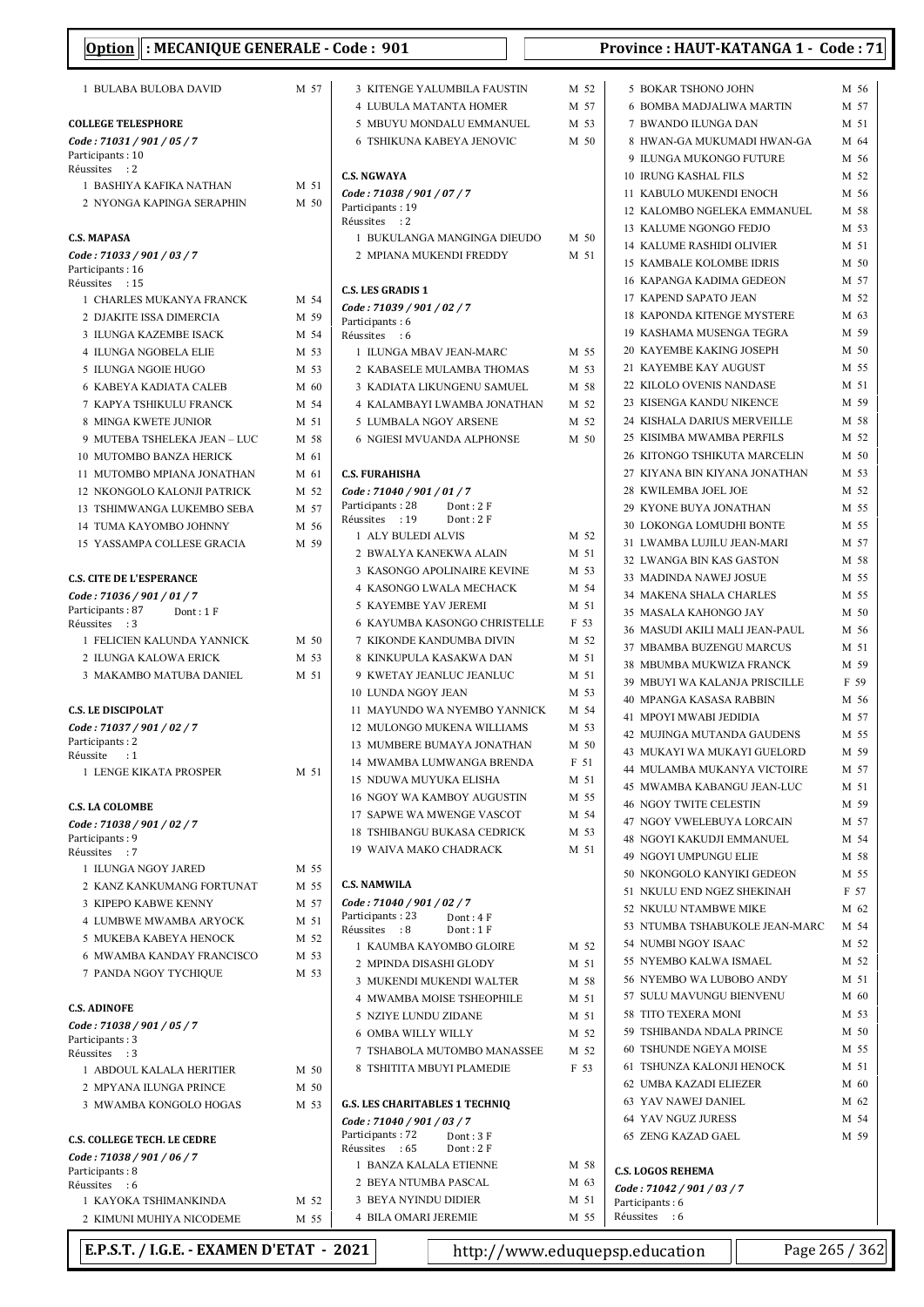**Option : MECANIQUE GENERALE - Code : 901** — **Province : HAUT-KATANGA 1 - Code : 71**

1 BULABA BULOBA DAVID M 57

**COLLEGE TELESPHORE**
*Code : 71031 / 901 / 05 / 7*
Participants : 10
Réussites : 2

1 BASHIYA KAFIKA NATHAN M 51
2 NYONGA KAPINGA SERAPHIN M 50

**C.S. MAPASA**
*Code : 71033 / 901 / 03 / 7*
Participants : 16
Réussites : 15

1 CHARLES MUKANYA FRANCK M 54
2 DJAKITE ISSA DIMERCIA M 59
3 ILUNGA KAZEMBE ISACK M 54
4 ILUNGA NGOBELA ELIE M 53
5 ILUNGA NGOIE HUGO M 53
6 KABEYA KADIATA CALEB M 60
7 KAPYA TSHIKULU FRANCK M 54
8 MINGA KWETE JUNIOR M 51
9 MUTEBA TSHELEKA JEAN – LUC M 58
10 MUTOMBO BANZA HERICK M 61
11 MUTOMBO MPIANA JONATHAN M 61
12 NKONGOLO KALONJI PATRICK M 52
13 TSHIMWANGA LUKEMBO SEBA M 57
14 TUMA KAYOMBO JOHNNY M 56
15 YASSAMPA COLLESE GRACIA M 59

**C.S. CITE DE L'ESPERANCE**
*Code : 71036 / 901 / 01 / 7*
Participants : 87 Dont : 1 F
Réussites : 3

1 FELICIEN KALUNDA YANNICK M 50
2 ILUNGA KALOWA ERICK M 53
3 MAKAMBO MATUBA DANIEL M 51

**C.S. LE DISCIPOLAT**
*Code : 71037 / 901 / 02 / 7*
Participants : 2
Réussite : 1

1 LENGE KIKATA PROSPER M 51

**C.S. LA COLOMBE**
*Code : 71038 / 901 / 02 / 7*
Participants : 9
Réussites : 7

1 ILUNGA NGOY JARED M 55
2 KANZ KANKUMANG FORTUNAT M 55
3 KIPEPO KABWE KENNY M 57
4 LUMBWE MWAMBA ARYOCK M 51
5 MUKEBA KABEYA HENOCK M 52
6 MWAMBA KANDAY FRANCISCO M 53
7 PANDA NGOY TYCHIQUE M 53

**C.S. ADINOFE**
*Code : 71038 / 901 / 05 / 7*
Participants : 3
Réussites : 3

1 ABDOUL KALALA HERITIER M 50
2 MPYANA ILUNGA PRINCE M 50
3 MWAMBA KONGOLO HOGAS M 53

**C.S. COLLEGE TECH. LE CEDRE**
*Code : 71038 / 901 / 06 / 7*
Participants : 8
Réussites : 6

1 KAYOKA TSHIMANKINDA M 52
2 KIMUNI MUHIYA NICODEME M 55
3 KITENGE YALUMBILA FAUSTIN M 52
4 LUBULA MATANTA HOMER M 57
5 MBUYU MONDALU EMMANUEL M 53
6 TSHIKUNA KABEYA JENOVIC M 50

**C.S. NGWAYA**
*Code : 71038 / 901 / 07 / 7*
Participants : 19
Réussites : 2

1 BUKULANGA MANGINGA DIEUDO M 50
2 MPIANA MUKENDI FREDDY M 51

**C.S. LES GRADIS 1**
*Code : 71039 / 901 / 02 / 7*
Participants : 6
Réussites : 6

1 ILUNGA MBAV JEAN-MARC M 55
2 KABASELE MULAMBA THOMAS M 53
3 KADIATA LIKUNGENU SAMUEL M 58
4 KALAMBAYI LWAMBA JONATHAN M 52
5 LUMBALA NGOY ARSENE M 52
6 NGIESI MVUANDA ALPHONSE M 50

**C.S. FURAHISHA**
*Code : 71040 / 901 / 01 / 7*
Participants : 28 Dont : 2 F
Réussites : 19 Dont : 2 F

1 ALY BULEDI ALVIS M 52
2 BWALYA KANEKWA ALAIN M 51
3 KASONGO APOLINAIRE KEVINE M 53
4 KASONGO LWALA MECHACK M 54
5 KAYEMBE YAV JEREMI M 51
6 KAYUMBA KASONGO CHRISTELLE F 53
7 KIKONDE KANDUMBA DIVIN M 52
8 KINKUPULA KASAKWA DAN M 51
9 KWETAY JEANLUC JEANLUC M 51
10 LUNDA NGOY JEAN M 53
11 MAYUNDO WA NYEMBO YANNICK M 54
12 MULONGO MUKENA WILLIAMS M 53
13 MUMBERE BUMAYA JONATHAN M 50
14 MWAMBA LUMWANGA BRENDA F 51
15 NDUWA MUYUKA ELISHA M 51
16 NGOY WA KAMBOY AUGUSTIN M 55
17 SAPWE WA MWENGE VASCOT M 54
18 TSHIBANGU BUKASA CEDRICK M 53
19 WAIVA MAKO CHADRACK M 51

**C.S. NAMWILA**
*Code : 71040 / 901 / 02 / 7*
Participants : 23 Dont : 4 F
Réussites : 8 Dont : 1 F

1 KAUMBA KAYOMBO GLOIRE M 52
2 MPINDA DISASHI GLODY M 51
3 MUKENDI MUKENDI WALTER M 58
4 MWAMBA MOISE TSHEOPHILE M 51
5 NZIYE LUNDU ZIDANE M 51
6 OMBA WILLY WILLY M 52
7 TSHABOLA MUTOMBO MANASSEE M 52
8 TSHITITA MBUYI PLAMEDIE F 53

**G.S. LES CHARITABLES 1 TECHNIQ**
*Code : 71040 / 901 / 03 / 7*
Participants : 72 Dont : 3 F
Réussites : 65 Dont : 2 F

1 BANZA KALALA ETIENNE M 58
2 BEYA NTUMBA PASCAL M 63
3 BEYA NYINDU DIDIER M 51
4 BILA OMARI JEREMIE M 55
5 BOKAR TSHONO JOHN M 56
6 BOMBA MADJALIWA MARTIN M 57
7 BWANDO ILUNGA DAN M 51
8 HWAN-GA MUKUMADI HWAN-GA M 64
9 ILUNGA MUKONGO FUTURE M 56
10 IRUNG KASHAL FILS M 52
11 KABULO MUKENDI ENOCH M 56
12 KALOMBO NGELEKA EMMANUEL M 58
13 KALUME NGONGO FEDJO M 53
14 KALUME RASHIDI OLIVIER M 51
15 KAMBALE KOLOMBE IDRIS M 50
16 KAPANGA KADIMA GEDEON M 57
17 KAPEND SAPATO JEAN M 52
18 KAPONDA KITENGE MYSTERE M 63
19 KASHAMA MUSENGA TEGRA M 59
20 KAYEMBE KAKING JOSEPH M 50
21 KAYEMBE KAY AUGUST M 55
22 KILOLO OVENIS NANDASE M 51
23 KISENGA KANDU NIKENCE M 59
24 KISHALA DARIUS MERVEILLE M 58
25 KISIMBA MWAMBA PERFILS M 52
26 KITONGO TSHIKUTA MARCELIN M 50
27 KIYANA BIN KIYANA JONATHAN M 53
28 KWILEMBA JOEL JOE M 52
29 KYONE BUYA JONATHAN M 55
30 LOKONGA LOMUDHI BONTE M 55
31 LWAMBA LUJILU JEAN-MARI M 57
32 LWANGA BIN KAS GASTON M 58
33 MADINDA NAWEJ JOSUE M 55
34 MAKENA SHALA CHARLES M 55
35 MASALA KAHONGO JAY M 50
36 MASUDI AKILI MALI JEAN-PAUL M 56
37 MBAMBA BUZENGU MARCUS M 51
38 MBUMBA MUKWIZA FRANCK M 59
39 MBUYI WA KALANJA PRISCILLE F 59
40 MPANGA KASASA RABBIN M 56
41 MPOYI MWABI JEDIDIA M 57
42 MUJINGA MUTANDA GAUDENS M 55
43 MUKAYI WA MUKAYI GUELORD M 59
44 MULAMBA MUKANYA VICTOIRE M 57
45 MWAMBA KABANGU JEAN-LUC M 51
46 NGOY TWITE CELESTIN M 59
47 NGOY VWELEBUYA LORCAIN M 57
48 NGOYI KAKUDJI EMMANUEL M 54
49 NGOYI UMPUNGU ELIE M 58
50 NKONGOLO KANYIKI GEDEON M 55
51 NKULU END NGEZ SHEKINAH F 57
52 NKULU NTAMBWE MIKE M 62
53 NTUMBA TSHABUKOLE JEAN-MARC M 54
54 NUMBI NGOY ISAAC M 52
55 NYEMBO KALWA ISMAEL M 52
56 NYEMBO WA LUBOBO ANDY M 51
57 SULU MAVUNGU BIENVENU M 60
58 TITO TEXERA MONI M 53
59 TSHIBANDA NDALA PRINCE M 50
60 TSHUNDE NGEYA MOISE M 55
61 TSHUNZA KALONJI HENOCK M 51
62 UMBA KAZADI ELIEZER M 60
63 YAV NAWEJ DANIEL M 62
64 YAV NGUZ JURESS M 54
65 ZENG KAZAD GAEL M 59

**C.S. LOGOS REHEMA**
*Code : 71042 / 901 / 03 / 7*
Participants : 6
Réussites : 6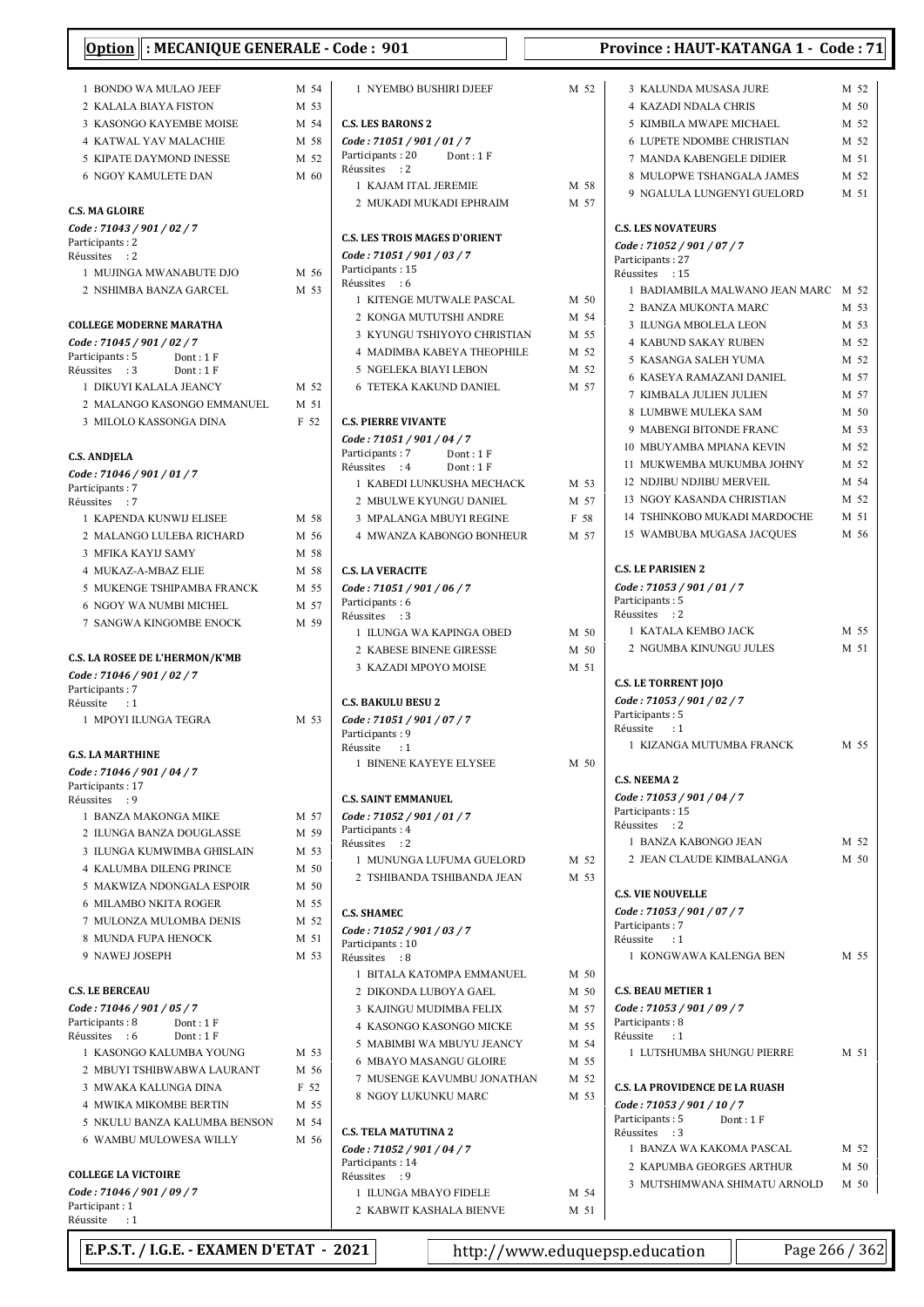**Option : MECANIQUE GENERALE - Code : 901** — **Province : HAUT-KATANGA 1 - Code : 71**

1 BONDO WA MULAO JEEF M 54
2 KALALA BIAYA FISTON M 53
3 KASONGO KAYEMBE MOISE M 54
4 KATWAL YAV MALACHIE M 58
5 KIPATE DAYMOND INESSE M 52
6 NGOY KAMULETE DAN M 60

**C.S. MA GLOIRE**
*Code : 71043 / 901 / 02 / 7*
Participants : 2
Réussites : 2
1 MUJINGA MWANABUTE DJO M 56
2 NSHIMBA BANZA GARCEL M 53

**COLLEGE MODERNE MARATHA**
*Code : 71045 / 901 / 02 / 7*
Participants : 5 Dont : 1 F
Réussites : 3 Dont : 1 F
1 DIKUYI KALALA JEANCY M 52
2 MALANGO KASONGO EMMANUEL M 51
3 MILOLO KASSONGA DINA F 52

**C.S. ANDJELA**
*Code : 71046 / 901 / 01 / 7*
Participants : 7
Réussites : 7
1 KAPENDA KUNWIJ ELISEE M 58
2 MALANGO LULEBA RICHARD M 56
3 MFIKA KAYIJ SAMY M 58
4 MUKAZ-A-MBAZ ELIE M 58
5 MUKENGE TSHIPAMBA FRANCK M 55
6 NGOY WA NUMBI MICHEL M 57
7 SANGWA KINGOMBE ENOCK M 59

**C.S. LA ROSEE DE L'HERMON/K'MB**
*Code : 71046 / 901 / 02 / 7*
Participants : 7
Réussite : 1
1 MPOYI ILUNGA TEGRA M 53

**G.S. LA MARTHINE**
*Code : 71046 / 901 / 04 / 7*
Participants : 17
Réussites : 9
1 BANZA MAKONGA MIKE M 57
2 ILUNGA BANZA DOUGLASSE M 59
3 ILUNGA KUMWIMBA GHISLAIN M 53
4 KALUMBA DILENG PRINCE M 50
5 MAKWIZA NDONGALA ESPOIR M 50
6 MILAMBO NKITA ROGER M 55
7 MULONZA MULOMBA DENIS M 52
8 MUNDA FUPA HENOCK M 51
9 NAWEJ JOSEPH M 53

**C.S. LE BERCEAU**
*Code : 71046 / 901 / 05 / 7*
Participants : 8 Dont : 1 F
Réussites : 6 Dont : 1 F
1 KASONGO KALUMBA YOUNG M 53
2 MBUYI TSHIBWABWA LAURANT M 56
3 MWAKA KALUNGA DINA F 52
4 MWIKA MIKOMBE BERTIN M 55
5 NKULU BANZA KALUMBA BENSON M 54
6 WAMBU MULOWESA WILLY M 56

**COLLEGE LA VICTOIRE**
*Code : 71046 / 901 / 09 / 7*
Participant : 1
Réussite : 1
1 NYEMBO BUSHIRI DJEEF M 52

**C.S. LES BARONS 2**
*Code : 71051 / 901 / 01 / 7*
Participants : 20 Dont : 1 F
Réussites : 2
1 KAJAM ITAL JEREMIE M 58
2 MUKADI MUKADI EPHRAIM M 57

**C.S. LES TROIS MAGES D'ORIENT**
*Code : 71051 / 901 / 03 / 7*
Participants : 15
Réussites : 6
1 KITENGE MUTWALE PASCAL M 50
2 KONGA MUTUTSHI ANDRE M 54
3 KYUNGU TSHIYOYO CHRISTIAN M 55
4 MADIMBA KABEYA THEOPHILE M 52
5 NGELEKA BIAYI LEBON M 52
6 TETEKA KAKUND DANIEL M 57

**C.S. PIERRE VIVANTE**
*Code : 71051 / 901 / 04 / 7*
Participants : 7 Dont : 1 F
Réussites : 4 Dont : 1 F
1 KABEDI LUNKUSHA MECHACK M 53
2 MBULWE KYUNGU DANIEL M 57
3 MPALANGA MBUYI REGINE F 58
4 MWANZA KABONGO BONHEUR M 57

**C.S. LA VERACITE**
*Code : 71051 / 901 / 06 / 7*
Participants : 6
Réussites : 3
1 ILUNGA WA KAPINGA OBED M 50
2 KABESE BINENE GIRESSE M 50
3 KAZADI MPOYO MOISE M 51

**C.S. BAKULU BESU 2**
*Code : 71051 / 901 / 07 / 7*
Participants : 9
Réussite : 1
1 BINENE KAYEYE ELYSEE M 50

**C.S. SAINT EMMANUEL**
*Code : 71052 / 901 / 01 / 7*
Participants : 4
Réussites : 2
1 MUNUNGA LUFUMA GUELORD M 52
2 TSHIBANDA TSHIBANDA JEAN M 53

**C.S. SHAMEC**
*Code : 71052 / 901 / 03 / 7*
Participants : 10
Réussites : 8
1 BITALA KATOMPA EMMANUEL M 50
2 DIKONDA LUBOYA GAEL M 50
3 KAJINGU MUDIMBA FELIX M 57
4 KASONGO KASONGO MICKE M 55
5 MABIMBI WA MBUYU JEANCY M 54
6 MBAYO MASANGU GLOIRE M 55
7 MUSENGE KAVUMBU JONATHAN M 52
8 NGOY LUKUNKU MARC M 53

**C.S. TELA MATUTINA 2**
*Code : 71052 / 901 / 04 / 7*
Participants : 14
Réussites : 9
1 ILUNGA MBAYO FIDELE M 54
2 KABWIT KASHALA BIENVE M 51
3 KALUNDA MUSASA JURE M 52
4 KAZADI NDALA CHRIS M 50
5 KIMBILA MWAPE MICHAEL M 52
6 LUPETE NDOMBE CHRISTIAN M 52
7 MANDA KABENGELE DIDIER M 51
8 MULOPWE TSHANGALA JAMES M 52
9 NGALULA LUNGENYI GUELORD M 51

**C.S. LES NOVATEURS**
*Code : 71052 / 901 / 07 / 7*
Participants : 27
Réussites : 15
1 BADIAMBILA MALWANO JEAN MARC M 52
2 BANZA MUKONTA MARC M 53
3 ILUNGA MBOLELA LEON M 53
4 KABUND SAKAY RUBEN M 52
5 KASANGA SALEH YUMA M 52
6 KASEYA RAMAZANI DANIEL M 57
7 KIMBALA JULIEN JULIEN M 57
8 LUMBWE MULEKA SAM M 50
9 MABENGI BITONDE FRANC M 53
10 MBUYAMBA MPIANA KEVIN M 52
11 MUKWEMBA MUKUMBA JOHNY M 52
12 NDJIBU NDJIBU MERVEIL M 54
13 NGOY KASANDA CHRISTIAN M 52
14 TSHINKOBO MUKADI MARDOCHE M 51
15 WAMBUBA MUGASA JACQUES M 56

**C.S. LE PARISIEN 2**
*Code : 71053 / 901 / 01 / 7*
Participants : 5
Réussites : 2
1 KATALA KEMBO JACK M 55
2 NGUMBA KINUNGU JULES M 51

**C.S. LE TORRENT JOJO**
*Code : 71053 / 901 / 02 / 7*
Participants : 5
Réussite : 1
1 KIZANGA MUTUMBA FRANCK M 55

**C.S. NEEMA 2**
*Code : 71053 / 901 / 04 / 7*
Participants : 15
Réussites : 2
1 BANZA KABONGO JEAN M 52
2 JEAN CLAUDE KIMBALANGA M 50

**C.S. VIE NOUVELLE**
*Code : 71053 / 901 / 07 / 7*
Participants : 7
Réussite : 1
1 KONGWAWA KALENGA BEN M 55

**C.S. BEAU METIER 1**
*Code : 71053 / 901 / 09 / 7*
Participants : 8
Réussite : 1
1 LUTSHUMBA SHUNGU PIERRE M 51

**C.S. LA PROVIDENCE DE LA RUASH**
*Code : 71053 / 901 / 10 / 7*
Participants : 5 Dont : 1 F
Réussites : 3
1 BANZA WA KAKOMA PASCAL M 52
2 KAPUMBA GEORGES ARTHUR M 50
3 MUTSHIMWANA SHIMATU ARNOLD M 50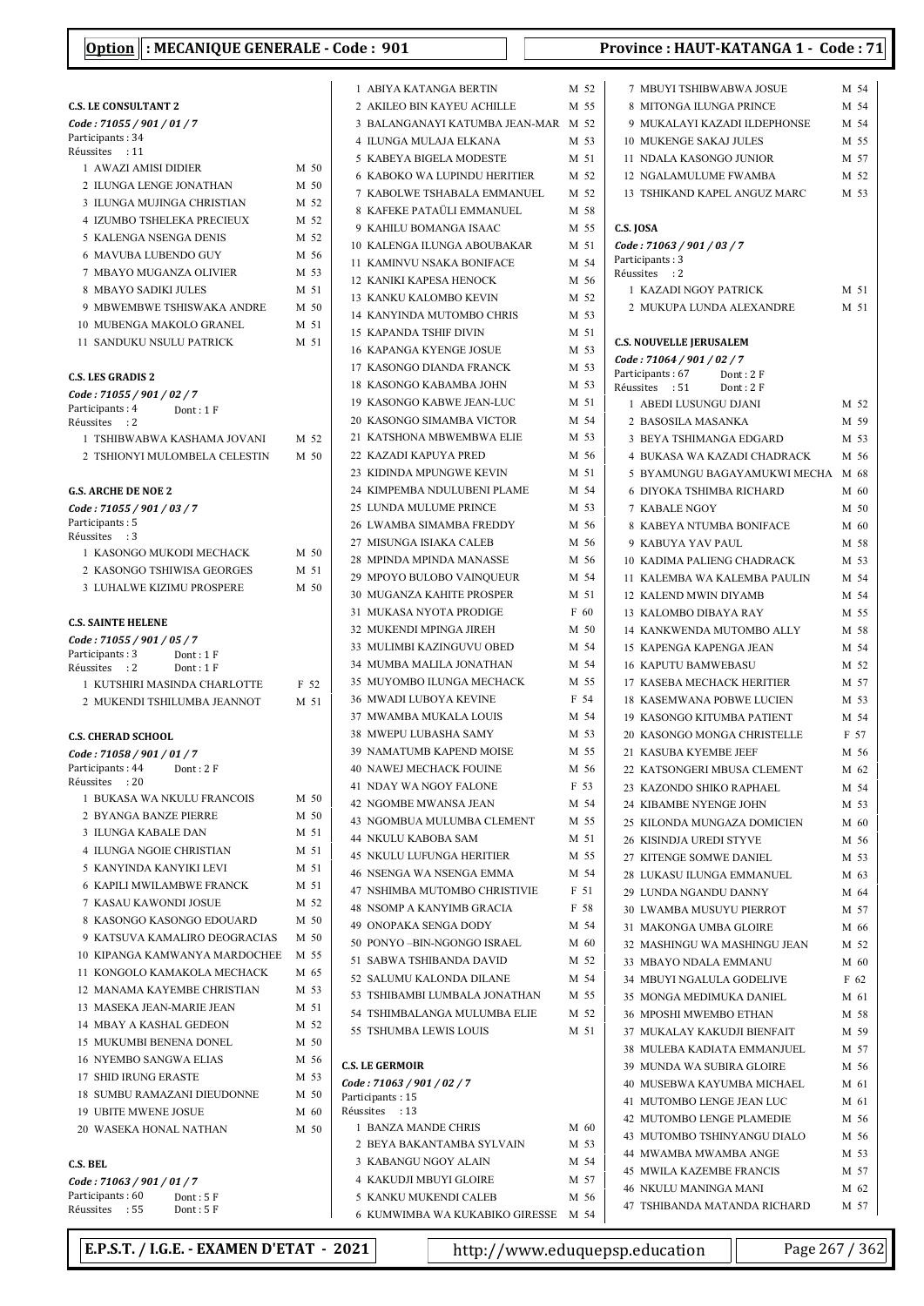**Option : MECANIQUE GENERALE - Code : 901** | **Province : HAUT-KATANGA 1 - Code : 71**

### C.S. LE CONSULTANT 2

*Code : 71055 / 901 / 01 / 7*
Participants : 34
Réussites : 11

1 AWAZI AMISI DIDIER M 50
2 ILUNGA LENGE JONATHAN M 50
3 ILUNGA MUJINGA CHRISTIAN M 52
4 IZUMBO TSHELEKA PRECIEUX M 52
5 KALENGA NSENGA DENIS M 52
6 MAVUBA LUBENDO GUY M 56
7 MBAYO MUGANZA OLIVIER M 53
8 MBAYO SADIKI JULES M 51
9 MBWEMBWE TSHISWAKA ANDRE M 50
10 MUBENGA MAKOLO GRANEL M 51
11 SANDUKU NSULU PATRICK M 51

### C.S. LES GRADIS 2

*Code : 71055 / 901 / 02 / 7*
Participants : 4 Dont : 1 F
Réussites : 2

1 TSHIBWABWA KASHAMA JOVANI M 52
2 TSHIONYI MULOMBELA CELESTIN M 50

### G.S. ARCHE DE NOE 2

*Code : 71055 / 901 / 03 / 7*
Participants : 5
Réussites : 3

1 KASONGO MUKODI MECHACK M 50
2 KASONGO TSHIWISA GEORGES M 51
3 LUHALWE KIZIMU PROSPERE M 50

### C.S. SAINTE HELENE

*Code : 71055 / 901 / 05 / 7*
Participants : 3 Dont : 1 F
Réussites : 2 Dont : 1 F

1 KUTSHIRI MASINDA CHARLOTTE F 52
2 MUKENDI TSHILUMBA JEANNOT M 51

### C.S. CHERAD SCHOOL

*Code : 71058 / 901 / 01 / 7*
Participants : 44 Dont : 2 F
Réussites : 20

1 BUKASA WA NKULU FRANCOIS M 50
2 BYANGA BANZE PIERRE M 50
3 ILUNGA KABALE DAN M 51
4 ILUNGA NGOIE CHRISTIAN M 51
5 KANYINDA KANYIKI LEVI M 51
6 KAPILI MWILAMBWE FRANCK M 51
7 KASAU KAWONDI JOSUE M 52
8 KASONGO KASONGO EDOUARD M 50
9 KATSUVA KAMALIRO DEOGRACIAS M 50
10 KIPANGA KAMWANYA MARDOCHEE M 55
11 KONGOLO KAMAKOLA MECHACK M 65
12 MANAMA KAYEMBE CHRISTIAN M 53
13 MASEKA JEAN-MARIE JEAN M 51
14 MBAY A KASHAL GEDEON M 52
15 MUKUMBI BENENA DONEL M 50
16 NYEMBO SANGWA ELIAS M 56
17 SHID IRUNG ERASTE M 53
18 SUMBU RAMAZANI DIEUDONNE M 50
19 UBITE MWENE JOSUE M 60
20 WASEKA HONAL NATHAN M 50

### C.S. BEL

*Code : 71063 / 901 / 01 / 7*
Participants : 60 Dont : 5 F
Réussites : 55 Dont : 5 F

1 ABIYA KATANGA BERTIN M 52
2 AKILEO BIN KAYEU ACHILLE M 55
3 BALANGANAYI KATUMBA JEAN-MAR M 52
4 ILUNGA MULAJA ELKANA M 53
5 KABEYA BIGELA MODESTE M 51
6 KABOKO WA LUPINDU HERITIER M 52
7 KABOLWE TSHABALA EMMANUEL M 52
8 KAFEKE PATAÜLI EMMANUEL M 58
9 KAHILU BOMANGA ISAAC M 55
10 KALENGA ILUNGA ABOUBAKAR M 51
11 KAMINVU NSAKA BONIFACE M 54
12 KANIKI KAPESA HENOCK M 56
13 KANKU KALOMBO KEVIN M 52
14 KANYINDA MUTOMBO CHRIS M 53
15 KAPANDA TSHIF DIVIN M 51
16 KAPANGA KYENGE JOSUE M 53
17 KASONGO DIANDA FRANCK M 53
18 KASONGO KABAMBA JOHN M 53
19 KASONGO KABWE JEAN-LUC M 51
20 KASONGO SIMAMBA VICTOR M 54
21 KATSHONA MBWEMBWA ELIE M 53
22 KAZADI KAPUYA PRED M 56
23 KIDINDA MPUNGWE KEVIN M 51
24 KIMPEMBA NDULUBENI PLAME M 54
25 LUNDA MULUME PRINCE M 53
26 LWAMBA SIMAMBA FREDDY M 56
27 MISUNGA ISIAKA CALEB M 56
28 MPINDA MPINDA MANASSE M 56
29 MPOYO BULOBO VAINQUEUR M 54
30 MUGANZA KAHITE PROSPER M 51
31 MUKASA NYOTA PRODIGE F 60
32 MUKENDI MPINGA JIREH M 50
33 MULIMBI KAZINGUVU OBED M 54
34 MUMBA MALILA JONATHAN M 54
35 MUYOMBO ILUNGA MECHACK M 55
36 MWADI LUBOYA KEVINE F 54
37 MWAMBA MUKALA LOUIS M 54
38 MWEPU LUBASHA SAMY M 53
39 NAMATUMB KAPEND MOISE M 55
40 NAWEJ MECHACK FOUINE M 56
41 NDAY WA NGOY FALONE F 53
42 NGOMBE MWANSA JEAN M 54
43 NGOMBUA MULUMBA CLEMENT M 55
44 NKULU KABOBA SAM M 51
45 NKULU LUFUNGA HERITIER M 55
46 NSENGA WA NSENGA EMMA M 54
47 NSHIMBA MUTOMBO CHRISTIVIE F 51
48 NSOMP A KANYIMB GRACIA F 58
49 ONOPAKA SENGA DODY M 54
50 PONYO –BIN-NGONGO ISRAEL M 60
51 SABWA TSHIBANDA DAVID M 52
52 SALUMU KALONDA DILANE M 54
53 TSHIBAMBI LUMBALA JONATHAN M 55
54 TSHIMBALANGA MULUMBA ELIE M 52
55 TSHUMBA LEWIS LOUIS M 51

### C.S. LE GERMOIR

*Code : 71063 / 901 / 02 / 7*
Participants : 15
Réussites : 13

1 BANZA MANDE CHRIS M 60
2 BEYA BAKANTAMBA SYLVAIN M 53
3 KABANGU NGOY ALAIN M 54
4 KAKUDJI MBUYI GLOIRE M 57
5 KANKU MUKENDI CALEB M 56
6 KUMWIMBA WA KUKABIKO GIRESSE M 54
7 MBUYI TSHIBWABWA JOSUE M 54
8 MITONGA ILUNGA PRINCE M 54
9 MUKALAYI KAZADI ILDEPHONSE M 54
10 MUKENGE SAKAJ JULES M 55
11 NDALA KASONGO JUNIOR M 57
12 NGALAMULUME FWAMBA M 52
13 TSHIKAND KAPEL ANGUZ MARC M 53

### C.S. JOSA

*Code : 71063 / 901 / 03 / 7*
Participants : 3
Réussites : 2

1 KAZADI NGOY PATRICK M 51
2 MUKUPA LUNDA ALEXANDRE M 51

### C.S. NOUVELLE JERUSALEM

*Code : 71064 / 901 / 02 / 7*
Participants : 67 Dont : 2 F
Réussites : 51 Dont : 2 F

1 ABEDI LUSUNGU DJANI M 52
2 BASOSILA MASANKA M 59
3 BEYA TSHIMANGA EDGARD M 53
4 BUKASA WA KAZADI CHADRACK M 56
5 BYAMUNGU BAGAYAMUKWI MECHA M 68
6 DIYOKA TSHIMBA RICHARD M 60
7 KABALE NGOY M 50
8 KABEYA NTUMBA BONIFACE M 60
9 KABUYA YAV PAUL M 58
10 KADIMA PALIENG CHADRACK M 53
11 KALEMBA WA KALEMBA PAULIN M 54
12 KALEND MWIN DIYAMB M 54
13 KALOMBO DIBAYA RAY M 55
14 KANKWENDA MUTOMBO ALLY M 58
15 KAPENGA KAPENGA JEAN M 54
16 KAPUTU BAMWEBASU M 52
17 KASEBA MECHACK HERITIER M 57
18 KASEMWANA POBWE LUCIEN M 53
19 KASONGO KITUMBA PATIENT M 54
20 KASONGO MONGA CHRISTELLE F 57
21 KASUBA KYEMBE JEEF M 56
22 KATSONGERI MBUSA CLEMENT M 62
23 KAZONDO SHIKO RAPHAEL M 54
24 KIBAMBE NYENGE JOHN M 53
25 KILONDA MUNGAZA DOMICIEN M 60
26 KISINDJA UREDI STYVE M 56
27 KITENGE SOMWE DANIEL M 53
28 LUKASU ILUNGA EMMANUEL M 63
29 LUNDA NGANDU DANNY M 64
30 LWAMBA MUSUYU PIERROT M 57
31 MAKONGA UMBA GLOIRE M 66
32 MASHINGU WA MASHINGU JEAN M 52
33 MBAYO NDALA EMMANU M 60
34 MBUYI NGALULA GODELIVE F 62
35 MONGA MEDIMUKA DANIEL M 61
36 MPOSHI MWEMBO ETHAN M 58
37 MUKALAY KAKUDJI BIENFAIT M 59
38 MULEBA KADIATA EMMANJUEL M 57
39 MUNDA WA SUBIRA GLOIRE M 56
40 MUSEBWA KAYUMBA MICHAEL M 61
41 MUTOMBO LENGE JEAN LUC M 61
42 MUTOMBO LENGE PLAMEDIE M 56
43 MUTOMBO TSHINYANGU DIALO M 56
44 MWAMBA MWAMBA ANGE M 53
45 MWILA KAZEMBE FRANCIS M 57
46 NKULU MANINGA MANI M 62
47 TSHIBANDA MATANDA RICHARD M 57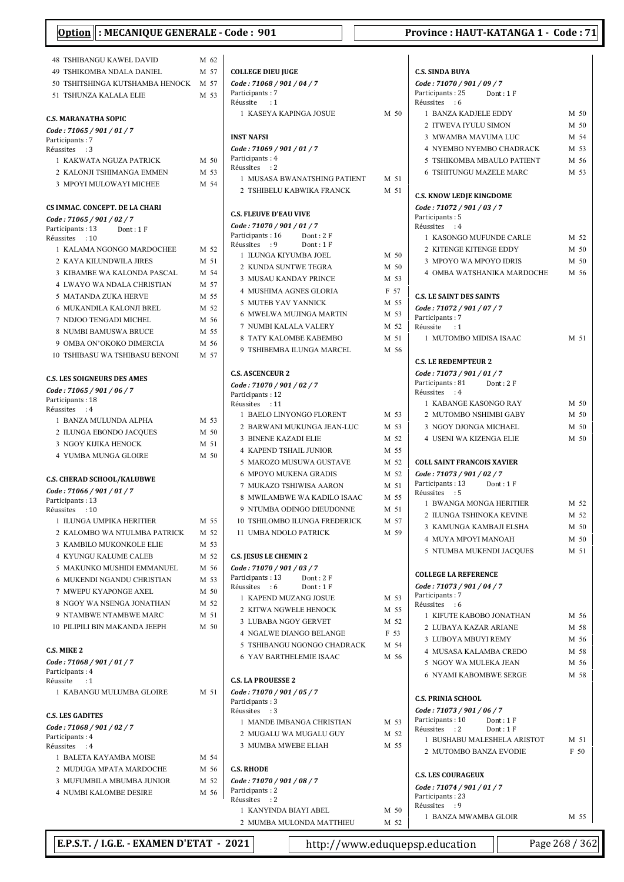**Option : MECANIQUE GENERALE - Code : 901**

**Province : HAUT-KATANGA 1 - Code : 71**

48 TSHIBANGU KAWEL DAVID M 62
49 TSHIKOMBA NDALA DANIEL M 57
50 TSHITSHINGA KUTSHAMBA HENOCK M 57
51 TSHUNZA KALALA ELIE M 53

**C.S. MARANATHA SOPIC**
*Code : 71065 / 901 / 01 / 7*
Participants : 7
Réussites : 3
1 KAKWATA NGUZA PATRICK M 50
2 KALONJI TSHIMANGA EMMEN M 53
3 MPOYI MULOWAYI MICHEE M 54

**CS IMMAC. CONCEPT. DE LA CHARI**
*Code : 71065 / 901 / 02 / 7*
Participants : 13 Dont : 1 F
Réussites : 10
1 KALAMA NGONGO MARDOCHEE M 52
2 KAYA KILUNDWILA JIRES M 51
3 KIBAMBE WA KALONDA PASCAL M 54
4 LWAYO WA NDALA CHRISTIAN M 57
5 MATANDA ZUKA HERVE M 55
6 MUKANDILA KALONJI BREL M 52
7 NDJOO TENGADI MICHEL M 56
8 NUMBI BAMUSWA BRUCE M 55
9 OMBA ON'OKOKO DIMERCIA M 56
10 TSHIBASU WA TSHIBASU BENONI M 57

**C.S. LES SOIGNEURS DES AMES**
*Code : 71065 / 901 / 06 / 7*
Participants : 18
Réussites : 4
1 BANZA MULUNDA ALPHA M 53
2 ILUNGA EBONDO JACQUES M 50
3 NGOY KIJIKA HENOCK M 51
4 YUMBA MUNGA GLOIRE M 50

**C.S. CHERAD SCHOOL/KALUBWE**
*Code : 71066 / 901 / 01 / 7*
Participants : 13
Réussites : 10
1 ILUNGA UMPIKA HERITIER M 55
2 KALOMBO WA NTULMBA PATRICK M 52
3 KAMBILO MUKONKOLE ELIE M 53
4 KYUNGU KALUME CALEB M 52
5 MAKUNKO MUSHIDI EMMANUEL M 56
6 MUKENDI NGANDU CHRISTIAN M 53
7 MWEPU KYAPONGE AXEL M 50
8 NGOY WA NSENGA JONATHAN M 52
9 NTAMBWE NTAMBWE MARC M 51
10 PILIPILI BIN MAKANDA JEEPH M 50

**C.S. MIKE 2**
*Code : 71068 / 901 / 01 / 7*
Participants : 4
Réussite : 1
1 KABANGU MULUMBA GLOIRE M 51

**C.S. LES GADITES**
*Code : 71068 / 901 / 02 / 7*
Participants : 4
Réussites : 4
1 BALETA KAYAMBA MOISE M 54
2 MUDUGA MPATA MARDOCHE M 56
3 MUFUMBILA MBUMBA JUNIOR M 52
4 NUMBI KALOMBE DESIRE M 56

**COLLEGE DIEU JUGE**
*Code : 71068 / 901 / 04 / 7*
Participants : 7
Réussite : 1
1 KASEYA KAPINGA JOSUE M 50

**INST NAFSI**
*Code : 71069 / 901 / 01 / 7*
Participants : 4
Réussites : 2
1 MUSASA BWANATSHING PATIENT M 51
2 TSHIBELU KABWIKA FRANCK M 51

**C.S. FLEUVE D'EAU VIVE**
*Code : 71070 / 901 / 01 / 7*
Participants : 16 Dont : 2 F
Réussites : 9 Dont : 1 F
1 ILUNGA KIYUMBA JOEL M 50
2 KUNDA SUNTWE TEGRA M 50
3 MUSAU KANDAY PRINCE M 53
4 MUSHIMA AGNES GLORIA F 57
5 MUTEB YAV YANNICK M 55
6 MWELWA MUJINGA MARTIN M 53
7 NUMBI KALALA VALERY M 52
8 TATY KALOMBE KABEMBO M 51
9 TSHIBEMBA ILUNGA MARCEL M 56

**C.S. ASCENCEUR 2**
*Code : 71070 / 901 / 02 / 7*
Participants : 12
Réussites : 11
1 BAELO LINYONGO FLORENT M 53
2 BARWANI MUKUNGA JEAN-LUC M 53
3 BINENE KAZADI ELIE M 52
4 KAPEND TSHAIL JUNIOR M 55
5 MAKOZO MUSUWA GUSTAVE M 52
6 MPOYO MUKENA GRADIS M 52
7 MUKAZO TSHIWISA AARON M 51
8 MWILAMBWE WA KADILO ISAAC M 55
9 NTUMBA ODINGO DIEUDONNE M 51
10 TSHILOMBO ILUNGA FREDERICK M 57
11 UMBA NDOLO PATRICK M 59

**C.S. JESUS LE CHEMIN 2**
*Code : 71070 / 901 / 03 / 7*
Participants : 13 Dont : 2 F
Réussites : 6 Dont : 1 F
1 KAPEND MUZANG JOSUE M 53
2 KITWA NGWELE HENOCK M 55
3 LUBABA NGOY GERVET M 52
4 NGALWE DIANGO BELANGE F 53
5 TSHIBANGU NGONGO CHADRACK M 54
6 YAV BARTHELEMIE ISAAC M 56

**C.S. LA PROUESSE 2**
*Code : 71070 / 901 / 05 / 7*
Participants : 3
Réussites : 3
1 MANDE IMBANGA CHRISTIAN M 53
2 MUGALU WA MUGALU GUY M 52
3 MUMBA MWEBE ELIAH M 55

**C.S. RHODE**
*Code : 71070 / 901 / 08 / 7*
Participants : 2
Réussites : 2
1 KANYINDA BIAYI ABEL M 50
2 MUMBA MULONDA MATTHIEU M 52

**C.S. SINDA BUYA**
*Code : 71070 / 901 / 09 / 7*
Participants : 25 Dont : 1 F
Réussites : 6
1 BANZA KADJELE EDDY M 50
2 ITWEVA IYULU SIMON M 50
3 MWAMBA MAVUMA LUC M 54
4 NYEMBO NYEMBO CHADRACK M 53
5 TSHIKOMBA MBAULO PATIENT M 56
6 TSHITUNGU MAZELE MARC M 53

**C.S. KNOW LEDJE KINGDOME**
*Code : 71072 / 901 / 03 / 7*
Participants : 5
Réussites : 4
1 KASONGO MUFUNDE CARLE M 52
2 KITENGE KITENGE EDDY M 50
3 MPOYO WA MPOYO IDRIS M 50
4 OMBA WATSHANIKA MARDOCHE M 56

**C.S. LE SAINT DES SAINTS**
*Code : 71072 / 901 / 07 / 7*
Participants : 7
Réussite : 1
1 MUTOMBO MIDISA ISAAC M 51

**C.S. LE REDEMPTEUR 2**
*Code : 71073 / 901 / 01 / 7*
Participants : 81 Dont : 2 F
Réussites : 4
1 KABANGE KASONGO RAY M 50
2 MUTOMBO NSHIMBI GABY M 50
3 NGOY DJONGA MICHAEL M 50
4 USENI WA KIZENGA ELIE M 50

**COLL SAINT FRANCOIS XAVIER**
*Code : 71073 / 901 / 02 / 7*
Participants : 13 Dont : 1 F
Réussites : 5
1 BWANGA MONGA HERITIER M 52
2 ILUNGA TSHINOKA KEVINE M 52
3 KAMUNGA KAMBAJI ELSHA M 50
4 MUYA MPOYI MANOAH M 50
5 NTUMBA MUKENDI JACQUES M 51

**COLLEGE LA REFERENCE**
*Code : 71073 / 901 / 04 / 7*
Participants : 7
Réussites : 6
1 KIFUTE KABOBO JONATHAN M 56
2 LUBAYA KAZAR ARIANE M 58
3 LUBOYA MBUYI REMY M 56
4 MUSASA KALAMBA CREDO M 58
5 NGOY WA MULEKA JEAN M 56
6 NYAMI KABOMBWE SERGE M 58

**C.S. PRINIA SCHOOL**
*Code : 71073 / 901 / 06 / 7*
Participants : 10 Dont : 1 F
Réussites : 2 Dont : 1 F
1 BUSHABU MALESHELA ARISTOT M 51
2 MUTOMBO BANZA EVODIE F 50

**C.S. LES COURAGEUX**
*Code : 71074 / 901 / 01 / 7*
Participants : 23
Réussites : 9
1 BANZA MWAMBA GLOIR M 55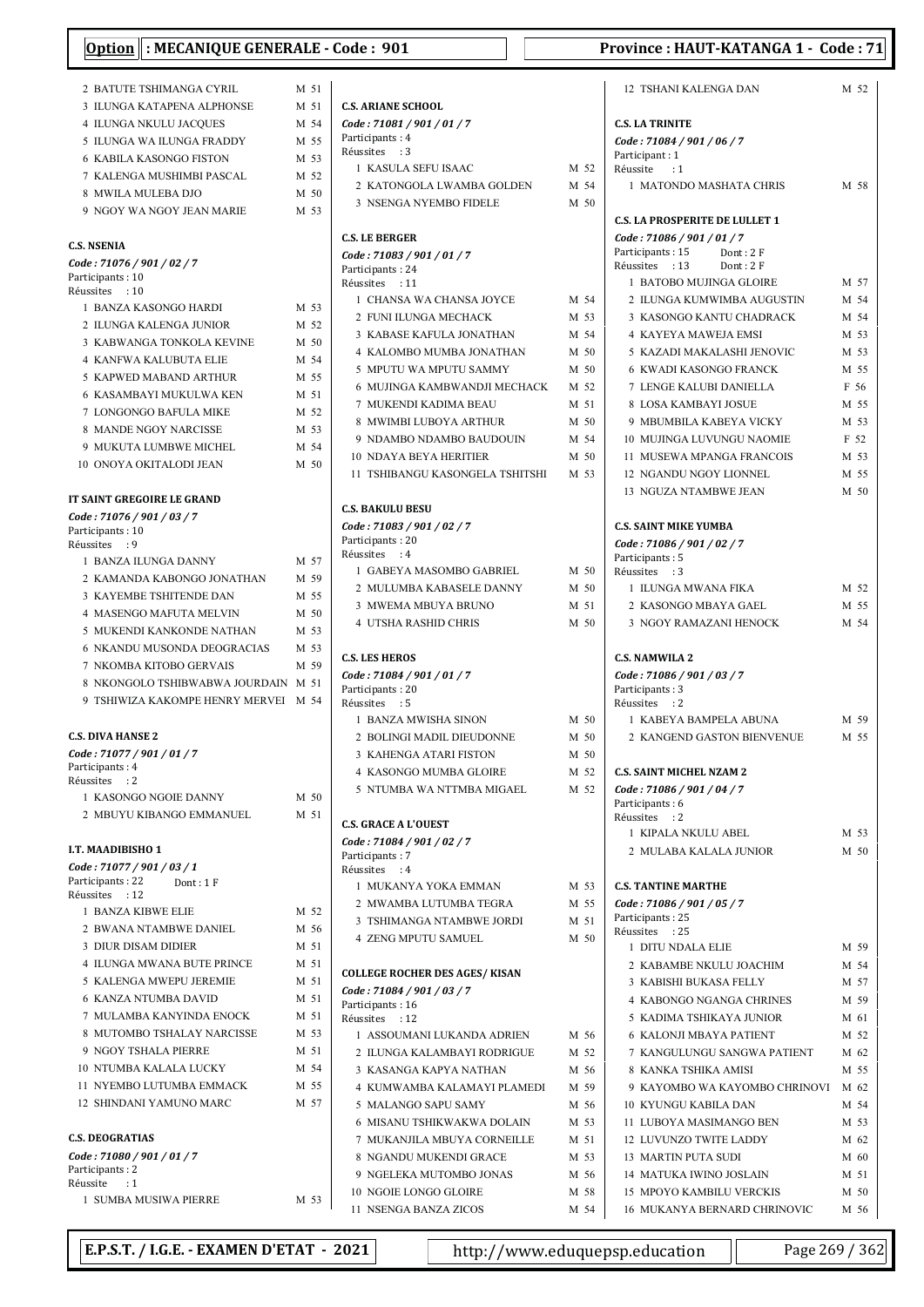**Option : MECANIQUE GENERALE - Code : 901**

**Province : HAUT-KATANGA 1 - Code : 71**

2 BATUTE TSHIMANGA CYRIL M 51
3 ILUNGA KATAPENA ALPHONSE M 51
4 ILUNGA NKULU JACQUES M 54
5 ILUNGA WA ILUNGA FRADDY M 55
6 KABILA KASONGO FISTON M 53
7 KALENGA MUSHIMBI PASCAL M 52
8 MWILA MULEBA DJO M 50
9 NGOY WA NGOY JEAN MARIE M 53

**C.S. NSENIA**
*Code : 71076 / 901 / 02 / 7*
Participants : 10
Réussites : 10

1 BANZA KASONGO HARDI M 53
2 ILUNGA KALENGA JUNIOR M 52
3 KABWANGA TONKOLA KEVINE M 50
4 KANFWA KALUBUTA ELIE M 54
5 KAPWED MABAND ARTHUR M 55
6 KASAMBAYI MUKULWA KEN M 51
7 LONGONGO BAFULA MIKE M 52
8 MANDE NGOY NARCISSE M 53
9 MUKUTA LUMBWE MICHEL M 54
10 ONOYA OKITALODI JEAN M 50

**IT SAINT GREGOIRE LE GRAND**
*Code : 71076 / 901 / 03 / 7*
Participants : 10
Réussites : 9

1 BANZA ILUNGA DANNY M 57
2 KAMANDA KABONGO JONATHAN M 59
3 KAYEMBE TSHITENDE DAN M 55
4 MASENGO MAFUTA MELVIN M 50
5 MUKENDI KANKONDE NATHAN M 53
6 NKANDU MUSONDA DEOGRACIAS M 53
7 NKOMBA KITOBO GERVAIS M 59
8 NKONGOLO TSHIBWABWA JOURDAIN M 51
9 TSHIWIZA KAKOMPE HENRY MERVEI M 54

**C.S. DIVA HANSE 2**
*Code : 71077 / 901 / 01 / 7*
Participants : 4
Réussites : 2

1 KASONGO NGOIE DANNY M 50
2 MBUYU KIBANGO EMMANUEL M 51

**I.T. MAADIBISHO 1**
*Code : 71077 / 901 / 03 / 1*
Participants : 22 Dont : 1 F
Réussites : 12

1 BANZA KIBWE ELIE M 52
2 BWANA NTAMBWE DANIEL M 56
3 DIUR DISAM DIDIER M 51
4 ILUNGA MWANA BUTE PRINCE M 51
5 KALENGA MWEPU JEREMIE M 51
6 KANZA NTUMBA DAVID M 51
7 MULAMBA KANYINDA ENOCK M 51
8 MUTOMBO TSHALAY NARCISSE M 53
9 NGOY TSHALA PIERRE M 51
10 NTUMBA KALALA LUCKY M 54
11 NYEMBO LUTUMBA EMMACK M 55
12 SHINDANI YAMUNO MARC M 57

**C.S. DEOGRATIAS**
*Code : 71080 / 901 / 01 / 7*
Participants : 2
Réussite : 1

1 SUMBA MUSIWA PIERRE M 53

**C.S. ARIANE SCHOOL**
*Code : 71081 / 901 / 01 / 7*
Participants : 4
Réussites : 3

1 KASULA SEFU ISAAC M 52
2 KATONGOLA LWAMBA GOLDEN M 54
3 NSENGA NYEMBO FIDELE M 50

**C.S. LE BERGER**
*Code : 71083 / 901 / 01 / 7*
Participants : 24
Réussites : 11

1 CHANSA WA CHANSA JOYCE M 54
2 FUNI ILUNGA MECHACK M 53
3 KABASE KAFULA JONATHAN M 54
4 KALOMBO MUMBA JONATHAN M 50
5 MPUTU WA MPUTU SAMMY M 50
6 MUJINGA KAMBWANDJI MECHACK M 52
7 MUKENDI KADIMA BEAU M 51
8 MWIMBI LUBOYA ARTHUR M 50
9 NDAMBO NDAMBO BAUDOUIN M 54
10 NDAYA BEYA HERITIER M 50
11 TSHIBANGU KASONGELA TSHITSHI M 53

**C.S. BAKULU BESU**
*Code : 71083 / 901 / 02 / 7*
Participants : 20
Réussites : 4

1 GABEYA MASOMBO GABRIEL M 50
2 MULUMBA KABASELE DANNY M 50
3 MWEMA MBUYA BRUNO M 51
4 UTSHA RASHID CHRIS M 50

**C.S. LES HEROS**
*Code : 71084 / 901 / 01 / 7*
Participants : 20
Réussites : 5

1 BANZA MWISHA SINON M 50
2 BOLINGI MADIL DIEUDONNE M 50
3 KAHENGA ATARI FISTON M 50
4 KASONGO MUMBA GLOIRE M 52
5 NTUMBA WA NTTMBA MIGAEL M 52

**C.S. GRACE A L'OUEST**
*Code : 71084 / 901 / 02 / 7*
Participants : 7
Réussites : 4

1 MUKANYA YOKA EMMAN M 53
2 MWAMBA LUTUMBA TEGRA M 55
3 TSHIMANGA NTAMBWE JORDI M 51
4 ZENG MPUTU SAMUEL M 50

**COLLEGE ROCHER DES AGES/ KISAN**
*Code : 71084 / 901 / 03 / 7*
Participants : 16
Réussites : 12

1 ASSOUMANI LUKANDA ADRIEN M 56
2 ILUNGA KALAMBAYI RODRIGUE M 52
3 KASANGA KAPYA NATHAN M 56
4 KUMWAMBA KALAMAYI PLAMEDI M 59
5 MALANGO SAPU SAMY M 56
6 MISANU TSHIKWAKWA DOLAIN M 53
7 MUKANJILA MBUYA CORNEILLE M 51
8 NGANDU MUKENDI GRACE M 53
9 NGELEKA MUTOMBO JONAS M 56
10 NGOIE LONGO GLOIRE M 58
11 NSENGA BANZA ZICOS M 54

12 TSHANI KALENGA DAN M 52

**C.S. LA TRINITE**
*Code : 71084 / 901 / 06 / 7*
Participant : 1
Réussite : 1

1 MATONDO MASHATA CHRIS M 58

**C.S. LA PROSPERITE DE LULLET 1**
*Code : 71086 / 901 / 01 / 7*
Participants : 15 Dont : 2 F
Réussites : 13 Dont : 2 F

1 BATOBO MUJINGA GLOIRE M 57
2 ILUNGA KUMWIMBA AUGUSTIN M 54
3 KASONGO KANTU CHADRACK M 54
4 KAYEYA MAWEJA EMSI M 53
5 KAZADI MAKALASHI JENOVIC M 53
6 KWADI KASONGO FRANCK M 55
7 LENGE KALUBI DANIELLA F 56
8 LOSA KAMBAYI JOSUE M 55
9 MBUMBILA KABEYA VICKY M 53
10 MUJINGA LUVUNGU NAOMIE F 52
11 MUSEWA MPANGA FRANCOIS M 53
12 NGANDU NGOY LIONNEL M 55
13 NGUZA NTAMBWE JEAN M 50

**C.S. SAINT MIKE YUMBA**
*Code : 71086 / 901 / 02 / 7*
Participants : 5
Réussites : 3

1 ILUNGA MWANA FIKA M 52
2 KASONGO MBAYA GAEL M 55
3 NGOY RAMAZANI HENOCK M 54

**C.S. NAMWILA 2**
*Code : 71086 / 901 / 03 / 7*
Participants : 3
Réussites : 2

1 KABEYA BAMPELA ABUNA M 59
2 KANGEND GASTON BIENVENUE M 55

**C.S. SAINT MICHEL NZAM 2**
*Code : 71086 / 901 / 04 / 7*
Participants : 6
Réussites : 2

1 KIPALA NKULU ABEL M 53
2 MULABA KALALA JUNIOR M 50

**C.S. TANTINE MARTHE**
*Code : 71086 / 901 / 05 / 7*
Participants : 25
Réussites : 25

1 DITU NDALA ELIE M 59
2 KABAMBE NKULU JOACHIM M 54
3 KABISHI BUKASA FELLY M 57
4 KABONGO NGANGA CHRINES M 59
5 KADIMA TSHIKAYA JUNIOR M 61
6 KALONJI MBAYA PATIENT M 52
7 KANGULUNGU SANGWA PATIENT M 62
8 KANKA TSHIKA AMISI M 55
9 KAYOMBO WA KAYOMBO CHRINOVI M 62
10 KYUNGU KABILA DAN M 54
11 LUBOYA MASIMANGO BEN M 53
12 LUVUNZO TWITE LADDY M 62
13 MARTIN PUTA SUDI M 60
14 MATUKA IWINO JOSLAIN M 51
15 MPOYO KAMBILU VERCKIS M 50
16 MUKANYA BERNARD CHRINOVIC M 56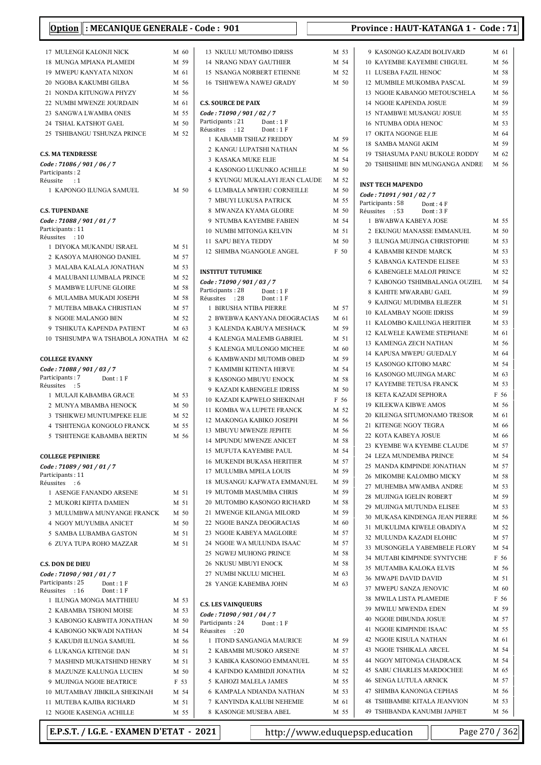**Option : MECANIQUE GENERALE - Code : 901** — **Province : HAUT-KATANGA 1 - Code : 71**

17 MULENGI KALONJI NICK M 60
18 MUNGA MPIANA PLAMEDI M 59
19 MWEPU KANYATA NIXON M 61
20 NGOBA KAKUMBI GILBA M 56
21 NONDA KITUNGWA PHYZY M 56
22 NUMBI MWENZE JOURDAIN M 61
23 SANGWA LWAMBA ONES M 55
24 TSHAL KATSHOT GAEL M 50
25 TSHIBANGU TSHUNZA PRINCE M 52

**C.S. MA TENDRESSE**

*Code : 71086 / 901 / 06 / 7*
Participants : 2
Réussite : 1

1 KAPONGO ILUNGA SAMUEL M 50

**C.S. TUPENDANE**

*Code : 71088 / 901 / 01 / 7*
Participants : 11
Réussites : 10

1 DIYOKA MUKANDU ISRAEL M 51
2 KASOYA MAHONGO DANIEL M 57
3 MALABA KALALA JONATHAN M 53
4 MALUBANI LUMBALA PRINCE M 52
5 MAMBWE LUFUNE GLOIRE M 58
6 MULAMBA MUKADI JOSEPH M 58
7 MUTEBA MBAKA CHRISTIAN M 57
8 NGOIE MALANGO BEN M 52
9 TSHIKUTA KAPENDA PATIENT M 63
10 TSHISUMPA WA TSHABOLA JONATHA M 62

**COLLEGE EVANNY**

*Code : 71088 / 901 / 03 / 7*
Participants : 7 Dont : 1 F
Réussites : 5

1 MULAJI KABAMBA GRACE M 53
2 MUNYA MBAMBA HENOCK M 50
3 TSHIKWEJ MUNTUMPEKE ELIE M 52
4 TSHITENGA KONGOLO FRANCK M 55
5 TSHITENGE KABAMBA BERTIN M 56

**COLLEGE PEPINIERE**

*Code : 71089 / 901 / 01 / 7*
Participants : 11
Réussites : 6

1 ASENGE FANANDO ARSENE M 51
2 MUKORI KIFITA DAMIEN M 51
3 MULUMBWA MUNYANGE FRANCK M 50
4 NGOY MUYUMBA ANICET M 50
5 SAMBA LUBAMBA GASTON M 51
6 ZUYA TUPA ROHO MAZZAR M 51

**C.S. DON DE DIEU**

*Code : 71090 / 901 / 01 / 7*
Participants : 25 Dont : 1 F
Réussites : 16 Dont : 1 F

1 ILUNGA MONGA MATTHIEU M 53
2 KABAMBA TSHONI MOISE M 53
3 KABONGO KABWITA JONATHAN M 50
4 KABONGO NKWADI NATHAN M 54
5 KAKUDJI ILUNGA SAMUEL M 56
6 LUKANGA KITENGE DAN M 51
7 MASHIND MUKATSHIND HENRY M 51
8 MAZUNZE KALUNGA LUCIEN M 50
9 MUJINGA NGOIE BEATRICE F 53
10 MUTAMBAY JIBIKILA SHEKINAH M 54
11 MUTEBA KAJIBA RICHARD M 51
12 NGOIE KASENGA ACHILLE M 55
13 NKULU MUTOMBO IDRISS M 53
14 NRANG NDAY GAUTHIER M 54
15 NSANGA NORBERT ETIENNE M 52
16 TSHIWEWA NAWEJ GRADY M 50

**C.S. SOURCE DE PAIX**

*Code : 71090 / 901 / 02 / 7*
Participants : 21 Dont : 1 F
Réussites : 12 Dont : 1 F

1 KABAMB TSHIAZ FREDDY M 59
2 KANGU LUPATSHI NATHAN M 56
3 KASAKA MUKE ELIE M 54
4 KASONGO LUKUNKO ACHILLE M 50
5 KYUNGU MUKALAYI JEAN CLAUDE M 52
6 LUMBALA MWEHU CORNEILLE M 50
7 MBUYI LUKUSA PATRICK M 55
8 MWANZA KYAMA GLOIRE M 50
9 NTUMBA KAYEMBE FABIEN M 54
10 NUMBI MITONGA KELVIN M 51
11 SAPU BEYA TEDDY M 50
12 SHIMBA NGANGOLE ANGEL F 50

**INSTITUT TUTUMIKE**

*Code : 71090 / 901 / 03 / 7*
Participants : 28 Dont : 1 F
Réussites : 28 Dont : 1 F

1 BIRUSHA NTIBA PIERRE M 57
2 BWEBWA KANYANA DEOGRACIAS M 61
3 KALENDA KABUYA MESHACK M 59
4 KALENGA MALEMB GABRIEL M 51
5 KALENGA MULONGO MICHEE M 60
6 KAMBWANDJ MUTOMB OBED M 59
7 KAMIMBI KITENTA HERVE M 54
8 KASONGO MBUYU ENOCK M 58
9 KAZADI KABENGELE IDRISS M 50
10 KAZADI KAPWELO SHEKINAH F 56
11 KOMBA WA LUPETE FRANCK M 52
12 MAKONGA KABIKO JOSEPH M 56
13 MBUYU MWENZE JEPHTE M 56
14 MPUNDU MWENZE ANICET M 58
15 MUFUTA KAYEMBE PAUL M 54
16 MUKENDI BUKASA HERITIER M 57
17 MULUMBA MPELA LOUIS M 59
18 MUSANGU KAFWATA EMMANUEL M 59
19 MUTOMB MASUMBA CHRIS M 59
20 MUTOMBO KASONGO RICHARD M 58
21 MWENGE KILANGA MILORD M 59
22 NGOIE BANZA DEOGRACIAS M 60
23 NGOIE KABEYA MAGLOIRE M 57
24 NGOIE WA MULUNDA ISAAC M 57
25 NGWEJ MUHONG PRINCE M 58
26 NKUSU MBUYI ENOCK M 58
27 NUMBI NKULU MICHEL M 63
28 YANGE KABEMBA JOHN M 63

**C.S. LES VAINQUEURS**

*Code : 71090 / 901 / 04 / 7*
Participants : 24 Dont : 1 F
Réussites : 20

1 ITOND SANGANGA MAURICE M 59
2 KABAMBI MUSOKO ARSENE M 57
3 KABIKA KASONGO EMMANUEL M 55
4 KAFINDO KAMBIDJI JONATHA M 52
5 KAHOZI MALELA JAMES M 55
6 KAMPALA NDIANDA NATHAN M 53
7 KANYINDA KALUBI NEHEMIE M 61
8 KASONGE MUSEBA ABEL M 55
9 KASONGO KAZADI BOLIVARD M 61
10 KAYEMBE KAYEMBE CHIGUEL M 56
11 LUSEBA FAZIL HENOC M 58
12 MUMBILE MUKOMBA PASCAL M 59
13 NGOIE KABANGO METOUSCHELA M 56
14 NGOIE KAPENDA JOSUE M 59
15 NTAMBWE MUSANGU JOSUE M 55
16 NTUMBA ODIA HENOC M 53
17 OKITA NGONGE ELIE M 64
18 SAMBA MANGI AKIM M 59
19 TSHASUMA PANU BUKOLE RODDY M 62
20 TSHISHIME BIN MUNGANGA ANDRE M 56

**INST TECH MAPENDO**

*Code : 71091 / 901 / 02 / 7*
Participants : 58 Dont : 4 F
Réussites : 53 Dont : 3 F

1 BWABWA KABEYA JOSE M 55
2 EKUNGU MANASSE EMMANUEL M 50
3 ILUNGA MUJINGA CHRISTOPHE M 53
4 KABAMBI KENDE MARCK M 53
5 KABANGA KATENDE ELISEE M 53
6 KABENGELE MALOJI PRINCE M 52
7 KABONGO TSHIMBALANGA OUZIEL M 54
8 KAHITE MWARABU GAEL M 59
9 KAJINGU MUDIMBA ELIEZER M 51
10 KALAMBAY NGOIE IDRISS M 59
11 KALOMBO KAILUNGA HERITIER M 53
12 KALWELE KAWEME STEPHANE M 61
13 KAMENGA ZECH NATHAN M 56
14 KAPUSA MWEPU GUEDALY M 64
15 KASONGO KITOBO MARC M 54
16 KASONGO MUJINGA MARC M 63
17 KAYEMBE TETUSA FRANCK M 53
18 KETA KAZADI SEPHORA F 56
19 KILEKWA KIBWE AMOS M 56
20 KILENGA SITUMONAMO TRESOR M 61
21 KITENGE NGOY TEGRA M 66
22 KOTA KABEYA JOSUE M 66
23 KYEMBE WA KYEMBE CLAUDE M 57
24 LEZA MUNDEMBA PRINCE M 54
25 MANDA KIMPINDE JONATHAN M 57
26 MIKOMBE KALOMBO MICKY M 58
27 MUHEMBA MWAMBA ANDRE M 53
28 MUJINGA IGELIN ROBERT M 59
29 MUJINGA MUTUNDA ELISEE M 53
30 MUKASA KINDENGA JEAN PIERRE M 56
31 MUKULIMA KIWELE OBADIYA M 52
32 MULUNDA KAZADI ELOHIC M 57
33 MUSONGELA YABEMBELE FLORY M 54
34 MUTABI KIMPINDE SYNTYCHE F 56
35 MUTAMBA KALOKA ELVIS M 56
36 MWAPE DAVID DAVID M 51
37 MWEPU SANZA JENOVIC M 60
38 MWILA LISTA PLAMEDIE F 56
39 MWILU MWENDA EDEN M 59
40 NGOIE DIBUNDA JOSUE M 57
41 NGOIE KIMPINDE ISAAC M 55
42 NGOIE KISULA NATHAN M 61
43 NGOIE TSHIKALA ARCEL M 54
44 NGOY MITONGA CHADRACK M 54
45 SABU CHARLES MARDOCHEE M 65
46 SENGA LUTULA ARNICK M 57
47 SHIMBA KANONGA CEPHAS M 56
48 TSHIBAMBE KITALA JEANVION M 53
49 TSHIBANDA KANUMBI JAPHET M 56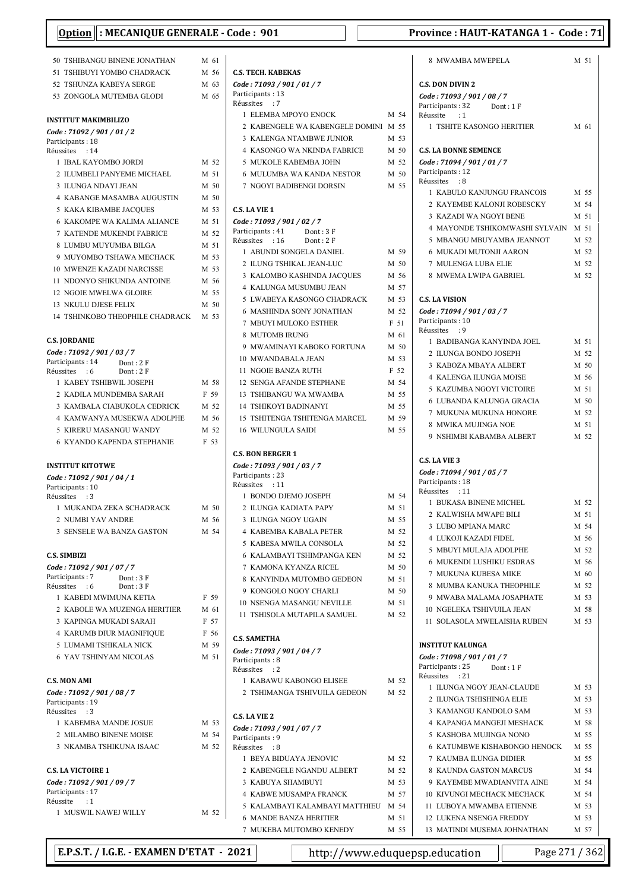50 TSHIBANGU BINENE JONATHAN M 61
51 TSHIBUYI YOMBO CHADRACK M 56
52 TSHUNZA KABEYA SERGE M 63
53 ZONGOLA MUTEMBA GLODI M 65

**INSTITUT MAKIMBILIZO**
*Code : 71092 / 901 / 01 / 2*
Participants : 18
Réussites : 14

1 IBAL KAYOMBO JORDI M 52
2 ILUMBELI PANYEME MICHAEL M 51
3 ILUNGA NDAYI JEAN M 50
4 KABANGE MASAMBA AUGUSTIN M 50
5 KAKA KIBAMBE JACQUES M 53
6 KAKOMPE WA KALIMA ALIANCE M 51
7 KATENDE MUKENDI FABRICE M 52
8 LUMBU MUYUMBA BILGA M 51
9 MUYOMBO TSHAWA MECHACK M 53
10 MWENZE KAZADI NARCISSE M 53
11 NDONYO SHIKUNDA ANTOINE M 56
12 NGOIE MWELWA GLOIRE M 55
13 NKULU DJESE FELIX M 50
14 TSHINKOBO THEOPHILE CHADRACK M 53

**C.S. JORDANIE**
*Code : 71092 / 901 / 03 / 7*
Participants : 14 Dont : 2 F
Réussites : 6 Dont : 2 F

1 KABEY TSHIBWIL JOSEPH M 58
2 KADILA MUNDEMBA SARAH F 59
3 KAMBALA CIABUKOLA CEDRICK M 52
4 KAMWANYA MUSEKWA ADOLPHE M 56
5 KIRERU MASANGU WANDY M 52
6 KYANDO KAPENDA STEPHANIE F 53

**INSTITUT KITOTWE**
*Code : 71092 / 901 / 04 / 1*
Participants : 10
Réussites : 3

1 MUKANDA ZEKA SCHADRACK M 50
2 NUMBI YAV ANDRE M 56
3 SENSELE WA BANZA GASTON M 54

**C.S. SIMBIZI**
*Code : 71092 / 901 / 07 / 7*
Participants : 7 Dont : 3 F
Réussites : 6 Dont : 3 F

1 KABEDI MWIMUNA KETIA F 59
2 KABOLE WA MUZENGA HERITIER M 61
3 KAPINGA MUKADI SARAH F 57
4 KARUMB DIUR MAGNIFIQUE F 56
5 LUMAMI TSHIKALA NICK M 59
6 YAV TSHINYAM NICOLAS M 51

**C.S. MON AMI**
*Code : 71092 / 901 / 08 / 7*
Participants : 19
Réussites : 3

1 KABEMBA MANDE JOSUE M 53
2 MILAMBO BINENE MOISE M 54
3 NKAMBA TSHIKUNA ISAAC M 52

**C.S. LA VICTOIRE 1**
*Code : 71092 / 901 / 09 / 7*
Participants : 17
Réussite : 1

1 MUSWIL NAWEJ WILLY M 52

**C.S. TECH. KABEKAS**
*Code : 71093 / 901 / 01 / 7*
Participants : 13
Réussites : 7

1 ELEMBA MPOYO ENOCK M 54
2 KABENGELE WA KABENGELE DOMINI M 55
3 KALENGA NTAMBWE JUNIOR M 53
4 KASONGO WA NKINDA FABRICE M 50
5 MUKOLE KABEMBA JOHN M 52
6 MULUMBA WA KANDA NESTOR M 50
7 NGOYI BADIBENGI DORSIN M 55

**C.S. LA VIE 1**
*Code : 71093 / 901 / 02 / 7*
Participants : 41 Dont : 3 F
Réussites : 16 Dont : 2 F

1 ABUNDI SONGELA DANIEL M 59
2 ILUNG TSHIKAL JEAN-LUC M 50
3 KALOMBO KASHINDA JACQUES M 56
4 KALUNGA MUSUMBU JEAN M 57
5 LWABEYA KASONGO CHADRACK M 53
6 MASHINDA SONY JONATHAN M 52
7 MBUYI MULOKO ESTHER F 51
8 MUTOMB IRUNG M 61
9 MWAMINAYI KABOKO FORTUNA M 50
10 MWANDABALA JEAN M 53
11 NGOIE BANZA RUTH F 52
12 SENGA AFANDE STEPHANE M 54
13 TSHIBANGU WA MWAMBA M 55
14 TSHIKOYI BADINANYI M 55
15 TSHITENGA TSHITENGA MARCEL M 59
16 WILUNGULA SAIDI M 55

**C.S. BON BERGER 1**
*Code : 71093 / 901 / 03 / 7*
Participants : 23
Réussites : 11

1 BONDO DJEMO JOSEPH M 54
2 ILUNGA KADIATA PAPY M 51
3 ILUNGA NGOY UGAIN M 55
4 KABEMBA KABALA PETER M 52
5 KABESA MWILA CONSOLA M 52
6 KALAMBAYI TSHIMPANGA KEN M 52
7 KAMONA KYANZA RICEL M 50
8 KANYINDA MUTOMBO GEDEON M 51
9 KONGOLO NGOY CHARLI M 50
10 NSENGA MASANGU NEVILLE M 51
11 TSHISOLA MUTAPILA SAMUEL M 52

**C.S. SAMETHA**
*Code : 71093 / 901 / 04 / 7*
Participants : 8
Réussites : 2

1 KABAWU KABONGO ELISEE M 52
2 TSHIMANGA TSHIVUILA GEDEON M 52

**C.S. LA VIE 2**
*Code : 71093 / 901 / 07 / 7*
Participants : 9
Réussites : 8

1 BEYA BIDUAYA JENOVIC M 52
2 KABENGELE NGANDU ALBERT M 52
3 KABUYA SHAMBUYI M 53
4 KABWE MUSAMPA FRANCK M 57
5 KALAMBAYI KALAMBAYI MATTHIEU M 54
6 MANDE BANZA HERITIER M 51
7 MUKEBA MUTOMBO KENEDY M 55
8 MWAMBA MWEPELA M 51

**C.S. DON DIVIN 2**
*Code : 71093 / 901 / 08 / 7*
Participants : 32 Dont : 1 F
Réussite : 1

1 TSHITE KASONGO HERITIER M 61

**C.S. LA BONNE SEMENCE**
*Code : 71094 / 901 / 01 / 7*
Participants : 12
Réussites : 8

1 KABULO KANJUNGU FRANCOIS M 55
2 KAYEMBE KALONJI ROBESCKY M 54
3 KAZADI WA NGOYI BENE M 51
4 MAYONDE TSHIKOMWASHI SYLVAIN M 51
5 MBANGU MBUYAMBA JEANNOT M 52
6 MUKADI MUTONJI AARON M 52
7 MULENGA LUBA ELIE M 52
8 MWEMA LWIPA GABRIEL M 52

**C.S. LA VISION**
*Code : 71094 / 901 / 03 / 7*
Participants : 10
Réussites : 9

1 BADIBANGA KANYINDA JOEL M 51
2 ILUNGA BONDO JOSEPH M 52
3 KABOZA MBAYA ALBERT M 50
4 KALENGA ILUNGA MOISE M 56
5 KAZUMBA NGOYI VICTOIRE M 51
6 LUBANDA KALUNGA GRACIA M 50
7 MUKUNA MUKUNA HONORE M 52
8 MWIKA MUJINGA NOE M 51
9 NSHIMBI KABAMBA ALBERT M 52

**C.S. LA VIE 3**
*Code : 71094 / 901 / 05 / 7*
Participants : 18
Réussites : 11

1 BUKASA BINENE MICHEL M 52
2 KALWISHA MWAPE BILI M 51
3 LUBO MPIANA MARC M 54
4 LUKOJI KAZADI FIDEL M 56
5 MBUYI MULAJA ADOLPHE M 52
6 MUKENDI LUSHIKU ESDRAS M 56
7 MUKUNA KUBESA MIKE M 60
8 MUMBA KANUKA THEOPHILE M 52
9 MWABA MALAMA JOSAPHATE M 53
10 NGELEKA TSHIVUILA JEAN M 58
11 SOLASOLA MWELAISHA RUBEN M 53

**INSTITUT KALUNGA**
*Code : 71098 / 901 / 01 / 7*
Participants : 25 Dont : 1 F
Réussites : 21

1 ILUNGA NGOY JEAN-CLAUDE M 53
2 ILUNGA TSHISHINGA ELIE M 53
3 KAMANGU KANDOLO SAM M 53
4 KAPANGA MANGEJI MESHACK M 58
5 KASHOBA MUJINGA NONO M 55
6 KATUMBWE KISHABONGO HENOCK M 55
7 KAUMBA ILUNGA DIDIER M 55
8 KAUNDA GASTON MARCUS M 54
9 KAYEMBE MWADIANVITA AINE M 54
10 KIVUNGI MECHACK MECHACK M 54
11 LUBOYA MWAMBA ETIENNE M 53
12 LUKENA NSENGA FREDDY M 53
13 MATINDI MUSEMA JOHNATHAN M 57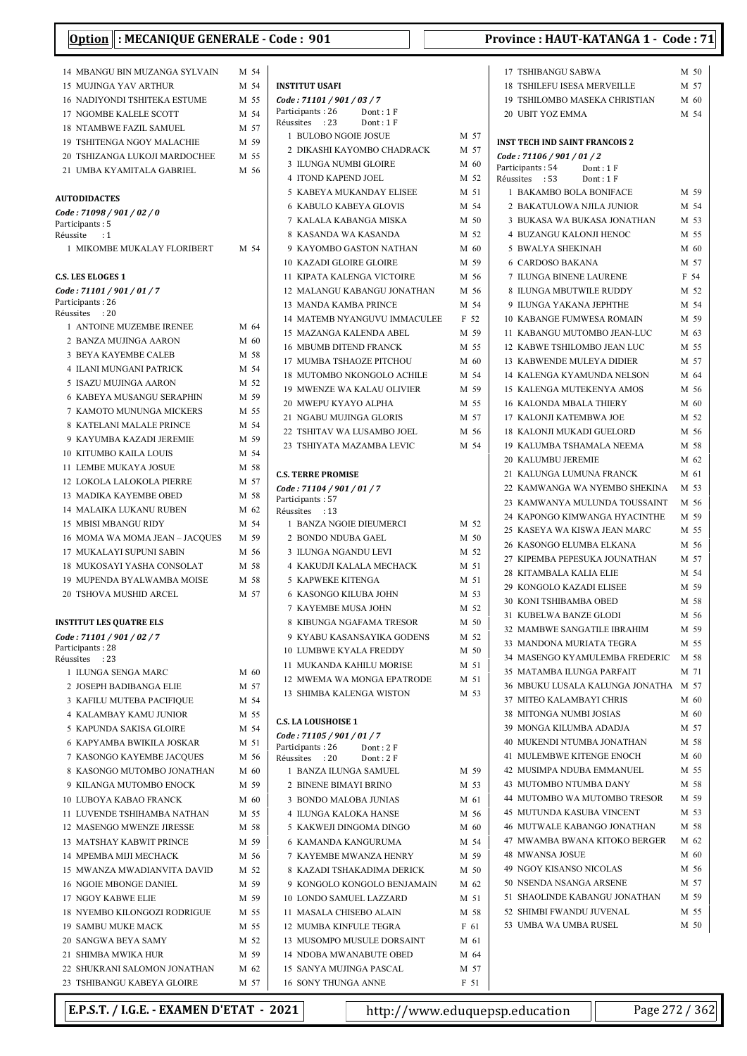**Option : MECANIQUE GENERALE - Code : 901** | **Province : HAUT-KATANGA 1 - Code : 71**

14 MBANGU BIN MUZANGA SYLVAIN M 54
15 MUJINGA YAV ARTHUR M 54
16 NADIYONDI TSHITEKA ESTUME M 55
17 NGOMBE KALELE SCOTT M 54
18 NTAMBWE FAZIL SAMUEL M 57
19 TSHITENGA NGOY MALACHIE M 59
20 TSHIZANGA LUKOJI MARDOCHEE M 55
21 UMBA KYAMITALA GABRIEL M 56

**AUTODIDACTES**
*Code : 71098 / 901 / 02 / 0*
Participants : 5
Réussite : 1

1 MIKOMBE MUKALAY FLORIBERT M 54

**C.S. LES ELOGES 1**
*Code : 71101 / 901 / 01 / 7*
Participants : 26
Réussites : 20

1 ANTOINE MUZEMBE IRENEE M 64
2 BANZA MUJINGA AARON M 60
3 BEYA KAYEMBE CALEB M 58
4 ILANI MUNGANI PATRICK M 54
5 ISAZU MUJINGA AARON M 52
6 KABEYA MUSANGU SERAPHIN M 59
7 KAMOTO MUNUNGA MICKERS M 55
8 KATELANI MALALE PRINCE M 54
9 KAYUMBA KAZADI JEREMIE M 59
10 KITUMBO KAILA LOUIS M 54
11 LEMBE MUKAYA JOSUE M 58
12 LOKOLA LALOKOLA PIERRE M 57
13 MADIKA KAYEMBE OBED M 58
14 MALAIKA LUKANU RUBEN M 62
15 MBISI MBANGU RIDY M 54
16 MOMA WA MOMA JEAN – JACQUES M 59
17 MUKALAYI SUPUNI SABIN M 56
18 MUKOSAYI YASHA CONSOLAT M 58
19 MUPENDA BYALWAMBA MOISE M 58
20 TSHOVA MUSHID ARCEL M 57

**INSTITUT LES QUATRE ELS**
*Code : 71101 / 901 / 02 / 7*
Participants : 28
Réussites : 23

1 ILUNGA SENGA MARC M 60
2 JOSEPH BADIBANGA ELIE M 57
3 KAFILU MUTEBA PACIFIQUE M 54
4 KALAMBAY KAMU JUNIOR M 55
5 KAPUNDA SAKISA GLOIRE M 54
6 KAPYAMBA BWIKILA JOSKAR M 51
7 KASONGO KAYEMBE JACQUES M 56
8 KASONGO MUTOMBO JONATHAN M 60
9 KILANGA MUTOMBO ENOCK M 59
10 LUBOYA KABAO FRANCK M 60
11 LUVENDE TSHIHAMBA NATHAN M 55
12 MASENGO MWENZE JIRESSE M 58
13 MATSHAY KABWIT PRINCE M 59
14 MPEMBA MIJI MECHACK M 56
15 MWANZA MWADIANVITA DAVID M 52
16 NGOIE MBONGE DANIEL M 59
17 NGOY KABWE ELIE M 59
18 NYEMBO KILONGOZI RODRIGUE M 55
19 SAMBU MUKE MACK M 55
20 SANGWA BEYA SAMY M 52
21 SHIMBA MWIKA HUR M 59
22 SHUKRANI SALOMON JONATHAN M 62
23 TSHIBANGU KABEYA GLOIRE M 57

**INSTITUT USAFI**
*Code : 71101 / 901 / 03 / 7*
Participants : 26 Dont : 1 F
Réussites : 23 Dont : 1 F

1 BULOBO NGOIE JOSUE M 57
2 DIKASHI KAYOMBO CHADRACK M 57
3 ILUNGA NUMBI GLOIRE M 60
4 ITOND KAPEND JOEL M 52
5 KABEYA MUKANDAY ELISEE M 51
6 KABULO KABEYA GLOVIS M 54
7 KALALA KABANGA MISKA M 50
8 KASANDA WA KASANDA M 52
9 KAYOMBO GASTON NATHAN M 60
10 KAZADI GLOIRE GLOIRE M 59
11 KIPATA KALENGA VICTOIRE M 56
12 MALANGU KABANGU JONATHAN M 56
13 MANDA KAMBA PRINCE M 54
14 MATEMB NYANGUVU IMMACULEE F 52
15 MAZANGA KALENDA ABEL M 59
16 MBUMB DITEND FRANCK M 55
17 MUMBA TSHAOZE PITCHOU M 60
18 MUTOMBO NKONGOLO ACHILE M 54
19 MWENZE WA KALAU OLIVIER M 59
20 MWEPU KYAYO ALPHA M 55
21 NGABU MUJINGA GLORIS M 57
22 TSHITAV WA LUSAMBO JOEL M 56
23 TSHIYATA MAZAMBA LEVIC M 54

**C.S. TERRE PROMISE**
*Code : 71104 / 901 / 01 / 7*
Participants : 57
Réussites : 13

1 BANZA NGOIE DIEUMERCI M 52
2 BONDO NDUBA GAEL M 50
3 ILUNGA NGANDU LEVI M 52
4 KAKUDJI KALALA MECHACK M 51
5 KAPWEKE KITENGA M 51
6 KASONGO KILUBA JOHN M 53
7 KAYEMBE MUSA JOHN M 52
8 KIBUNGA NGAFAMA TRESOR M 50
9 KYABU KASANSAYIKA GODENS M 52
10 LUMBWE KYALA FREDDY M 50
11 MUKANDA KAHILU MORISE M 51
12 MWEMA WA MONGA EPATRODE M 51
13 SHIMBA KALENGA WISTON M 53

**C.S. LA LOUSHOISE 1**
*Code : 71105 / 901 / 01 / 7*
Participants : 26 Dont : 2 F
Réussites : 20 Dont : 2 F

1 BANZA ILUNGA SAMUEL M 59
2 BINENE BIMAYI BRINO M 53
3 BONDO MALOBA JUNIAS M 61
4 ILUNGA KALOKA HANSE M 56
5 KAKWEJI DINGOMA DINGO M 60
6 KAMANDA KANGURUMA M 54
7 KAYEMBE MWANZA HENRY M 59
8 KAZADI TSHAKADIMA DERICK M 50
9 KONGOLO KONGOLO BENJAMAIN M 62
10 LONDO SAMUEL LAZZARD M 51
11 MASALA CHISEBO ALAIN M 58
12 MUMBA KINFULE TEGRA F 61
13 MUSOMPO MUSULE DORSAINT M 61
14 NDOBA MWANABUTE OBED M 64
15 SANYA MUJINGA PASCAL M 57
16 SONY THUNGA ANNE F 51
17 TSHIBANGU SABWA M 50
18 TSHILEFU ISESA MERVEILLE M 57
19 TSHILOMBO MASEKA CHRISTIAN M 60
20 UBIT YOZ EMMA M 54

**INST TECH IND SAINT FRANCOIS 2**
*Code : 71106 / 901 / 01 / 2*
Participants : 54 Dont : 1 F
Réussites : 53 Dont : 1 F

1 BAKAMBO BOLA BONIFACE M 59
2 BAKATULOWA NJILA JUNIOR M 54
3 BUKASA WA BUKASA JONATHAN M 53
4 BUZANGU KALONJI HENOC M 55
5 BWALYA SHEKINAH M 60
6 CARDOSO BAKANA M 57
7 ILUNGA BINENE LAURENE F 54
8 ILUNGA MBUTWILE RUDDY M 52
9 ILUNGA YAKANA JEPHTHE M 54
10 KABANGE FUMWESA ROMAIN M 59
11 KABANGU MUTOMBO JEAN-LUC M 63
12 KABWE TSHILOMBO JEAN LUC M 55
13 KABWENDE MULEYA DIDIER M 57
14 KALENGA KYAMUNDA NELSON M 64
15 KALENGA MUTEKENYA AMOS M 56
16 KALONDA MBALA THIERY M 60
17 KALONJI KATEMBWA JOE M 52
18 KALONJI MUKADI GUELORD M 56
19 KALUMBA TSHAMALA NEEMA M 58
20 KALUMBU JEREMIE M 62
21 KALUNGA LUMUNA FRANCK M 61
22 KAMWANGA WA NYEMBO SHEKINA M 53
23 KAMWANYA MULUNDA TOUSSAINT M 56
24 KAPONGO KIMWANGA HYACINTHE M 59
25 KASEYA WA KISWA JEAN MARC M 55
26 KASONGO ELUMBA ELKANA M 56
27 KIPEMBA PEPESUKA JOUNATHAN M 57
28 KITAMBALA KALIA ELIE M 54
29 KONGOLO KAZADI ELISEE M 59
30 KONI TSHIBAMBA OBED M 58
31 KUBELWA BANZE GLODI M 56
32 MAMBWE SANGATILE IBRAHIM M 59
33 MANDONA MURIATA TEGRA M 55
34 MASENGO KYAMULEMBA FREDERIC M 58
35 MATAMBA ILUNGA PARFAIT M 71
36 MBUKU LUSALA KALUNGA JONATHA M 57
37 MITEO KALAMBAYI CHRIS M 60
38 MITONGA NUMBI JOSIAS M 60
39 MONGA KILUMBA ADADJA M 57
40 MUKENDI NTUMBA JONATHAN M 58
41 MULEMBWE KITENGE ENOCH M 60
42 MUSIMPA NDUBA EMMANUEL M 55
43 MUTOMBO NTUMBA DANY M 58
44 MUTOMBO WA MUTOMBO TRESOR M 59
45 MUTUNDA KASUBA VINCENT M 53
46 MUTWALE KABANGO JONATHAN M 58
47 MWAMBA BWANA KITOKO BERGER M 62
48 MWANSA JOSUE M 60
49 NGOY KISANSO NICOLAS M 56
50 NSENDA NSANGA ARSENE M 57
51 SHAOLINDE KABANGU JONATHAN M 59
52 SHIMBI FWANDU JUVENAL M 55
53 UMBA WA UMBA RUSEL M 50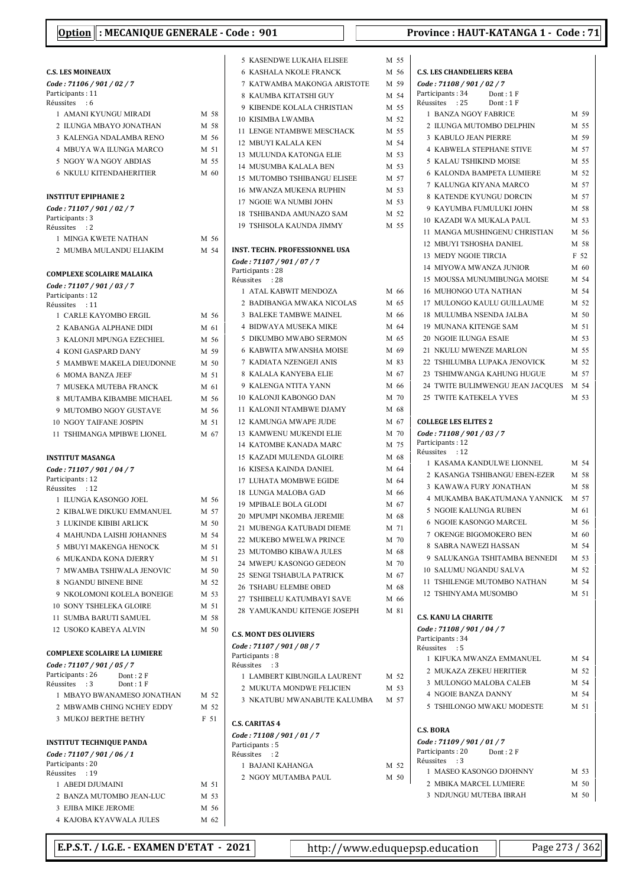**Option : MECANIQUE GENERALE - Code : 901** — **Province : HAUT-KATANGA 1 - Code : 71**

### C.S. LES MOINEAUX
*Code : 71106 / 901 / 02 / 7*
Participants : 11
Réussites : 6

1 AMANI KYUNGU MIRADI M 58
2 ILUNGA MBAYO JONATHAN M 58
3 KALENGA NDALAMBA RENO M 56
4 MBUYA WA ILUNGA MARCO M 51
5 NGOY WA NGOY ABDIAS M 55
6 NKULU KITENDAHERITIER M 60

### INSTITUT EPIPHANIE 2
*Code : 71107 / 901 / 02 / 7*
Participants : 3
Réussites : 2

1 MINGA KWETE NATHAN M 56
2 MUMBA MULANDU ELIAKIM M 54

### COMPLEXE SCOLAIRE MALAIKA
*Code : 71107 / 901 / 03 / 7*
Participants : 12
Réussites : 11

1 CARLE KAYOMBO ERGIL M 56
2 KABANGA ALPHANE DIDI M 61
3 KALONJI MPUNGA EZECHIEL M 56
4 KONI GASPARD DANY M 59
5 MAMBWE MAKELA DIEUDONNE M 50
6 MOMA BANZA JEEF M 51
7 MUSEKA MUTEBA FRANCK M 61
8 MUTAMBA KIBAMBE MICHAEL M 56
9 MUTOMBO NGOY GUSTAVE M 56
10 NGOY TAIFANE JOSPIN M 51
11 TSHIMANGA MPIBWE LIONEL M 67

### INSTITUT MASANGA
*Code : 71107 / 901 / 04 / 7*
Participants : 12
Réussites : 12

1 ILUNGA KASONGO JOEL M 56
2 KIBALWE DIKUKU EMMANUEL M 57
3 LUKINDE KIBIBI ARLICK M 50
4 MAHUNDA LAISHI JOHANNES M 54
5 MBUYI MAKENGA HENOCK M 51
6 MUKANDA KONA DJERRY M 51
7 MWAMBA TSHIWALA JENOVIC M 50
8 NGANDU BINENE BINE M 52
9 NKOLOMONI KOLELA BONEIGE M 53
10 SONY TSHELEKA GLOIRE M 51
11 SUMBA BARUTI SAMUEL M 58
12 USOKO KABEYA ALVIN M 50

### COMPLEXE SCOLAIRE LA LUMIERE
*Code : 71107 / 901 / 05 / 7*
Participants : 26 Dont : 2 F
Réussites : 3 Dont : 1 F

1 MBAYO BWANAMESO JONATHAN M 52
2 MBWAMB CHING NCHEY EDDY M 52
3 MUKOJ BERTHE BETHY F 51

### INSTITUT TECHNIQUE PANDA
*Code : 71107 / 901 / 06 / 1*
Participants : 20
Réussites : 19

1 ABEDI DJUMAINI M 51
2 BANZA MUTOMBO JEAN-LUC M 53
3 EJIBA MIKE JEROME M 56
4 KAJOBA KYAVWALA JULES M 62
5 KASENDWE LUKAHA ELISEE M 55
6 KASHALA NKOLE FRANCK M 56
7 KATWAMBA MAKONGA ARISTOTE M 59
8 KAUMBA KITATSHI GUY M 54
9 KIBENDE KOLALA CHRISTIAN M 55
10 KISIMBA LWAMBA M 52
11 LENGE NTAMBWE MESCHACK M 55
12 MBUYI KALALA KEN M 54
13 MULUNDA KATONGA ELIE M 53
14 MUSUMBA KALALA BEN M 53
15 MUTOMBO TSHIBANGU ELISEE M 57
16 MWANZA MUKENA RUPHIN M 53
17 NGOIE WA NUMBI JOHN M 53
18 TSHIBANDA AMUNAZO SAM M 52
19 TSHISOLA KAUNDA JIMMY M 55

### INST. TECHN. PROFESSIONNEL USA
*Code : 71107 / 901 / 07 / 7*
Participants : 28
Réussites : 28

1 ATAL KABWIT MENDOZA M 66
2 BADIBANGA MWAKA NICOLAS M 65
3 BALEKE TAMBWE MAINEL M 66
4 BIDWAYA MUSEKA MIKE M 64
5 DIKUMBO MWABO SERMON M 65
6 KABWITA MWANSHA MOISE M 69
7 KADIATA NZENGEJI ANIS M 83
8 KALALA KANYEBA ELIE M 67
9 KALENGA NTITA YANN M 66
10 KALONJI KABONGO DAN M 70
11 KALONJI NTAMBWE DJAMY M 68
12 KAMUNGA MWAPE JUDE M 67
13 KAMWENU MUKENDI ELIE M 70
14 KATOMBE KANADA MARC M 75
15 KAZADI MULENDA GLOIRE M 68
16 KISESA KAINDA DANIEL M 64
17 LUHATA MOMBWE EGIDE M 64
18 LUNGA MALOBA GAD M 66
19 MPIBALE BOLA GLODI M 67
20 MPUMPI NKOMBA JEREMIE M 68
21 MUBENGA KATUBADI DIEME M 71
22 MUKEBO MWELWA PRINCE M 70
23 MUTOMBO KIBAWA JULES M 68
24 MWEPU KASONGO GEDEON M 70
25 SENGI TSHABULA PATRICK M 67
26 TSHABU ELEMBE OBED M 68
27 TSHIBELU KATUMBAYI SAVE M 66
28 YAMUKANDU KITENGE JOSEPH M 81

### C.S. MONT DES OLIVIERS
*Code : 71107 / 901 / 08 / 7*
Participants : 8
Réussites : 3

1 LAMBERT KIBUNGILA LAURENT M 52
2 MUKUTA MONDWE FELICIEN M 53
3 NKATUBU MWANABUTE KALUMBA M 57

### C.S. CARITAS 4
*Code : 71108 / 901 / 01 / 7*
Participants : 5
Réussites : 2

1 BAJANI KAHANGA M 52
2 NGOY MUTAMBA PAUL M 50

### C.S. LES CHANDELIERS KEBA
*Code : 71108 / 901 / 02 / 7*
Participants : 34 Dont : 1 F
Réussites : 25 Dont : 1 F

1 BANZA NGOY FABRICE M 59
2 ILUNGA MUTOMBO DELPHIN M 55
3 KABULO JEAN PIERRE M 59
4 KABWELA STEPHANE STIVE M 57
5 KALAU TSHIKIND MOISE M 55
6 KALONDA BAMPETA LUMIERE M 52
7 KALUNGA KIYANA MARCO M 57
8 KATENDE KYUNGU DORCIN M 57
9 KAYUMBA FUMULUKI JOHN M 58
10 KAZADI WA MUKALA PAUL M 53
11 MANGA MUSHINGENU CHRISTIAN M 56
12 MBUYI TSHOSHA DANIEL M 58
13 MEDY NGOIE TIRCIA F 52
14 MIYOWA MWANZA JUNIOR M 60
15 MOUSSA MUNUMIBUNGA MOISE M 54
16 MUHONGO UTA NATHAN M 54
17 MULONGO KAULU GUILLAUME M 52
18 MULUMBA NSENDA JALBA M 50
19 MUNANA KITENGE SAM M 51
20 NGOIE ILUNGA ESAIE M 53
21 NKULU MWENZE MARLON M 55
22 TSHILUMBA LUPAKA JENOVICK M 52
23 TSHIMWANGA KAHUNG HUGUE M 57
24 TWITE BULIMWENGU JEAN JACQUES M 54
25 TWITE KATEKELA YVES M 53

### COLLEGE LES ELITES 2
*Code : 71108 / 901 / 03 / 7*
Participants : 12
Réussites : 12

1 KASAMA KANDULWE LIONNEL M 54
2 KASANGA TSHIBANGU EBEN-EZER M 58
3 KAWAWA FURY JONATHAN M 58
4 MUKAMBA BAKATUMANA YANNICK M 57
5 NGOIE KALUNGA RUBEN M 61
6 NGOIE KASONGO MARCEL M 56
7 OKENGE BIGOMOKERO BEN M 60
8 SABRA NAWEZI HASSAN M 54
9 SALUKANGA TSHITAMBA BENNEDI M 53
10 SALUMU NGANDU SALVA M 52
11 TSHILENGE MUTOMBO NATHAN M 54
12 TSHINYAMA MUSOMBO M 51

### C.S. KANU LA CHARITE
*Code : 71108 / 901 / 04 / 7*
Participants : 34
Réussites : 5

1 KIFUKA MWANZA EMMANUEL M 54
2 MUKAZA ZEKEU HERITIER M 52
3 MULONGO MALOBA CALEB M 54
4 NGOIE BANZA DANNY M 54
5 TSHILONGO MWAKU MODESTE M 51

### C.S. BORA
*Code : 71109 / 901 / 01 / 7*
Participants : 20 Dont : 2 F
Réussites : 3

1 MASEO KASONGO DJOHNNY M 53
2 MBIKA MARCEL LUMIERE M 50
3 NDJUNGU MUTEBA IBRAH M 50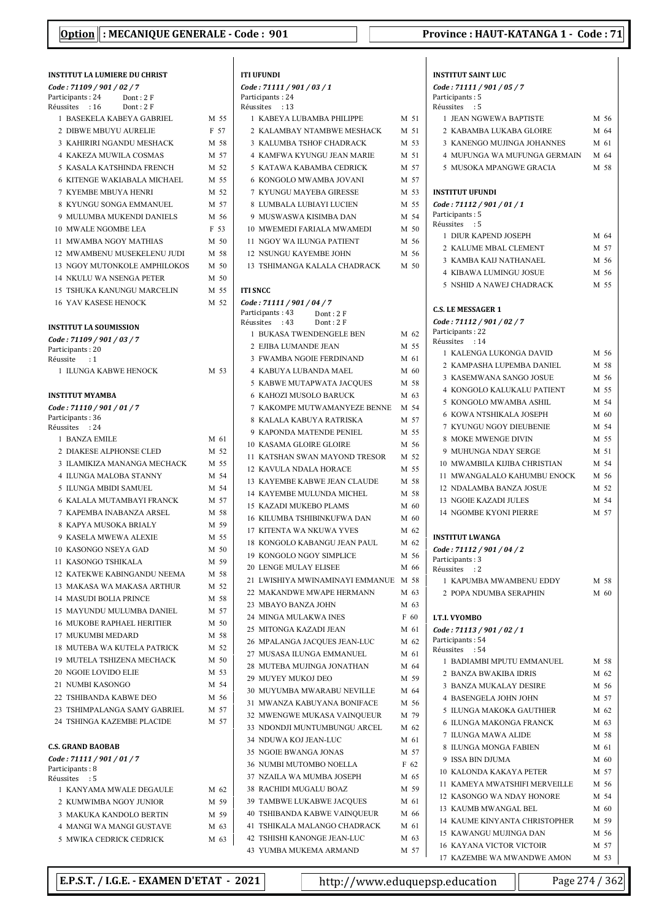**Option : MECANIQUE GENERALE - Code : 901** — **Province : HAUT-KATANGA 1 - Code : 71**

### INSTITUT LA LUMIERE DU CHRIST
*Code : 71109 / 901 / 02 / 7*
Participants : 24 Dont : 2 F
Réussites : 16 Dont : 2 F

| N° | Nom | Sexe | % |
|---|---|---|---|
| 1 | BASEKELA KABEYA GABRIEL | M | 55 |
| 2 | DIBWE MBUYU AURELIE | F | 57 |
| 3 | KAHIRIRI NGANDU MESHACK | M | 58 |
| 4 | KAKEZA MUWILA COSMAS | M | 57 |
| 5 | KASALA KATSHINDA FRENCH | M | 52 |
| 6 | KITENGE WAKIABALA MICHAEL | M | 55 |
| 7 | KYEMBE MBUYA HENRI | M | 52 |
| 8 | KYUNGU SONGA EMMANUEL | M | 57 |
| 9 | MULUMBA MUKENDI DANIELS | M | 56 |
| 10 | MWALE NGOMBE LEA | F | 53 |
| 11 | MWAMBA NGOY MATHIAS | M | 50 |
| 12 | MWAMBENU MUSEKELENU JUDI | M | 58 |
| 13 | NGOY MUTONKOLE AMPHILOKOS | M | 50 |
| 14 | NKULU WA NSENGA PETER | M | 50 |
| 15 | TSHUKA KANUNGU MARCELIN | M | 55 |
| 16 | YAV KASESE HENOCK | M | 52 |

### INSTITUT LA SOUMISSION
*Code : 71109 / 901 / 03 / 7*
Participants : 20
Réussite : 1

| N° | Nom | Sexe | % |
|---|---|---|---|
| 1 | ILUNGA KABWE HENOCK | M | 53 |

### INSTITUT MYAMBA
*Code : 71110 / 901 / 01 / 7*
Participants : 36
Réussites : 24

| N° | Nom | Sexe | % |
|---|---|---|---|
| 1 | BANZA EMILE | M | 61 |
| 2 | DIAKESE ALPHONSE CLED | M | 52 |
| 3 | ILAMIKIZA MANANGA MECHACK | M | 55 |
| 4 | ILUNGA MALOBA STANNY | M | 54 |
| 5 | ILUNGA MBIDI SAMUEL | M | 54 |
| 6 | KALALA MUTAMBAYI FRANCK | M | 57 |
| 7 | KAPEMBA INABANZA ARSEL | M | 58 |
| 8 | KAPYA MUSOKA BRIALY | M | 59 |
| 9 | KASELA MWEWA ALEXIE | M | 55 |
| 10 | KASONGO NSEYA GAD | M | 50 |
| 11 | KASONGO TSHIKALA | M | 59 |
| 12 | KATEKWE KABINGANDU NEEMA | M | 58 |
| 13 | MAKASA WA MAKASA ARTHUR | M | 52 |
| 14 | MASUDI BOLIA PRINCE | M | 58 |
| 15 | MAYUNDU MULUMBA DANIEL | M | 57 |
| 16 | MUKOBE RAPHAEL HERITIER | M | 50 |
| 17 | MUKUMBI MEDARD | M | 58 |
| 18 | MUTEBA WA KUTELA PATRICK | M | 52 |
| 19 | MUTELA TSHIZENA MECHACK | M | 50 |
| 20 | NGOIE LOVIDO ELIE | M | 53 |
| 21 | NUMBI KASONGO | M | 54 |
| 22 | TSHIBANDA KABWE DEO | M | 56 |
| 23 | TSHIMPALANGA SAMY GABRIEL | M | 57 |
| 24 | TSHINGA KAZEMBE PLACIDE | M | 57 |

### C.S. GRAND BAOBAB
*Code : 71111 / 901 / 01 / 7*
Participants : 8
Réussites : 5

| N° | Nom | Sexe | % |
|---|---|---|---|
| 1 | KANYAMA MWALE DEGAULE | M | 62 |
| 2 | KUMWIMBA NGOY JUNIOR | M | 59 |
| 3 | MAKUKA KANDOLO BERTIN | M | 59 |
| 4 | MANGI WA MANGI GUSTAVE | M | 63 |
| 5 | MWIKA CEDRICK CEDRICK | M | 63 |

### ITI UFUNDI
*Code : 71111 / 901 / 03 / 1*
Participants : 24
Réussites : 13

| N° | Nom | Sexe | % |
|---|---|---|---|
| 1 | KABEYA LUBAMBA PHILIPPE | M | 51 |
| 2 | KALAMBAY NTAMBWE MESHACK | M | 51 |
| 3 | KALUMBA TSHOF CHADRACK | M | 53 |
| 4 | KAMFWA KYUNGU JEAN MARIE | M | 51 |
| 5 | KATAWA KABAMBA CEDRICK | M | 57 |
| 6 | KONGOLO MWAMBA JOVANI | M | 57 |
| 7 | KYUNGU MAYEBA GIRESSE | M | 53 |
| 8 | LUMBALA LUBIAYI LUCIEN | M | 55 |
| 9 | MUSWASWA KISIMBA DAN | M | 54 |
| 10 | MWEMEDI FARIALA MWAMEDI | M | 50 |
| 11 | NGOY WA ILUNGA PATIENT | M | 56 |
| 12 | NSUNGU KAYEMBE JOHN | M | 56 |
| 13 | TSHIMANGA KALALA CHADRACK | M | 50 |

### ITI SNCC
*Code : 71111 / 901 / 04 / 7*
Participants : 43 Dont : 2 F
Réussites : 43 Dont : 2 F

| N° | Nom | Sexe | % |
|---|---|---|---|
| 1 | BUKASA TWENDENGELE BEN | M | 62 |
| 2 | EJIBA LUMANDE JEAN | M | 55 |
| 3 | FWAMBA NGOIE FERDINAND | M | 61 |
| 4 | KABUYA LUBANDA MAEL | M | 60 |
| 5 | KABWE MUTAPWATA JACQUES | M | 58 |
| 6 | KAHOZI MUSOLO BARUCK | M | 63 |
| 7 | KAKOMPE MUTWAMANYEZE BENNE | M | 54 |
| 8 | KALALA KABUYA RATRISKA | M | 57 |
| 9 | KAPONDA MATENDE PENIEL | M | 55 |
| 10 | KASAMA GLOIRE GLOIRE | M | 56 |
| 11 | KATSHAN SWAN MAYOND TRESOR | M | 52 |
| 12 | KAVULA NDALA HORACE | M | 55 |
| 13 | KAYEMBE KABWE JEAN CLAUDE | M | 58 |
| 14 | KAYEMBE MULUNDA MICHEL | M | 58 |
| 15 | KAZADI MUKEBO PLAMS | M | 60 |
| 16 | KILUMBA TSHIBINKUFWA DAN | M | 60 |
| 17 | KITENTA WA NKUWA YVES | M | 62 |
| 18 | KONGOLO KABANGU JEAN PAUL | M | 62 |
| 19 | KONGOLO NGOY SIMPLICE | M | 56 |
| 20 | LENGE MULAY ELISEE | M | 66 |
| 21 | LWISHIYA MWINAMINAYI EMMANUE | M | 58 |
| 22 | MAKANDWE MWAPE HERMANN | M | 63 |
| 23 | MBAYO BANZA JOHN | M | 63 |
| 24 | MINGA MULAKWA INES | F | 60 |
| 25 | MITONGA KAZADI JEAN | M | 61 |
| 26 | MPALANGA JACQUES JEAN-LUC | M | 62 |
| 27 | MUSASA ILUNGA EMMANUEL | M | 61 |
| 28 | MUTEBA MUJINGA JONATHAN | M | 64 |
| 29 | MUYEY MUKOJ DEO | M | 59 |
| 30 | MUYUMBA MWARABU NEVILLE | M | 64 |
| 31 | MWANZA KABUYANA BONIFACE | M | 56 |
| 32 | MWENGWE MUKASA VAINQUEUR | M | 79 |
| 33 | NDONDJI MUNTUMBUNGU ARCEL | M | 62 |
| 34 | NDUWA KOJ JEAN-LUC | M | 61 |
| 35 | NGOIE BWANGA JONAS | M | 57 |
| 36 | NUMBI MUTOMBO NOELLA | F | 62 |
| 37 | NZAILA WA MUMBA JOSEPH | M | 65 |
| 38 | RACHIDI MUGALU BOAZ | M | 59 |
| 39 | TAMBWE LUKABWE JACQUES | M | 61 |
| 40 | TSHIBANDA KABWE VAINQUEUR | M | 66 |
| 41 | TSHIKALA MALANGO CHADRACK | M | 61 |
| 42 | TSHISHI KANONGE JEAN-LUC | M | 63 |
| 43 | YUMBA MUKEMA ARMAND | M | 57 |

### INSTITUT SAINT LUC
*Code : 71111 / 901 / 05 / 7*
Participants : 5
Réussites : 5

| N° | Nom | Sexe | % |
|---|---|---|---|
| 1 | JEAN NGWEWA BAPTISTE | M | 56 |
| 2 | KABAMBA LUKABA GLOIRE | M | 64 |
| 3 | KANENGO MUJINGA JOHANNES | M | 61 |
| 4 | MUFUNGA WA MUFUNGA GERMAIN | M | 64 |
| 5 | MUSOKA MPANGWE GRACIA | M | 58 |

### INSTITUT UFUNDI
*Code : 71112 / 901 / 01 / 1*
Participants : 5
Réussites : 5

| N° | Nom | Sexe | % |
|---|---|---|---|
| 1 | DIUR KAPEND JOSEPH | M | 64 |
| 2 | KALUME MBAL CLEMENT | M | 57 |
| 3 | KAMBA KAIJ NATHANAEL | M | 56 |
| 4 | KIBAWA LUMINGU JOSUE | M | 56 |
| 5 | NSHID A NAWEJ CHADRACK | M | 55 |

### C.S. LE MESSAGER 1
*Code : 71112 / 901 / 02 / 7*
Participants : 22
Réussites : 14

| N° | Nom | Sexe | % |
|---|---|---|---|
| 1 | KALENGA LUKONGA DAVID | M | 56 |
| 2 | KAMPASHA LUPEMBA DANIEL | M | 58 |
| 3 | KASEMWANA SANGO JOSUE | M | 56 |
| 4 | KONGOLO KALUKALU PATIENT | M | 55 |
| 5 | KONGOLO MWAMBA ASHIL | M | 54 |
| 6 | KOWA NTSHIKALA JOSEPH | M | 60 |
| 7 | KYUNGU NGOY DIEUBENIE | M | 54 |
| 8 | MOKE MWENGE DIVIN | M | 55 |
| 9 | MUHUNGA NDAY SERGE | M | 51 |
| 10 | MWAMBILA KIJIBA CHRISTIAN | M | 54 |
| 11 | MWANGALALO KAHUMBU ENOCK | M | 56 |
| 12 | NDALAMBA BANZA JOSUE | M | 52 |
| 13 | NGOIE KAZADI JULES | M | 54 |
| 14 | NGOMBE KYONI PIERRE | M | 57 |

### INSTITUT LWANGA
*Code : 71112 / 901 / 04 / 2*
Participants : 3
Réussites : 2

| N° | Nom | Sexe | % |
|---|---|---|---|
| 1 | KAPUMBA MWAMBENU EDDY | M | 58 |
| 2 | POPA NDUMBA SERAPHIN | M | 60 |

### I.T.I. VYOMBO
*Code : 71113 / 901 / 02 / 1*
Participants : 54
Réussites : 54

| N° | Nom | Sexe | % |
|---|---|---|---|
| 1 | BADIAMBI MPUTU EMMANUEL | M | 58 |
| 2 | BANZA BWAKIBA IDRIS | M | 62 |
| 3 | BANZA MUKALAY DESIRE | M | 56 |
| 4 | BASENGELA JOHN JOHN | M | 57 |
| 5 | ILUNGA MAKOKA GAUTHIER | M | 62 |
| 6 | ILUNGA MAKONGA FRANCK | M | 63 |
| 7 | ILUNGA MAWA ALIDE | M | 58 |
| 8 | ILUNGA MONGA FABIEN | M | 61 |
| 9 | ISSA BIN DJUMA | M | 60 |
| 10 | KALONDA KAKAYA PETER | M | 57 |
| 11 | KAMEYA MWATSHIFI MERVEILLE | M | 56 |
| 12 | KASONGO WA NDAY HONORE | M | 54 |
| 13 | KAUMB MWANGAL BEL | M | 60 |
| 14 | KAUME KINYANTA CHRISTOPHER | M | 59 |
| 15 | KAWANGU MUJINGA DAN | M | 56 |
| 16 | KAYANA VICTOR VICTOIR | M | 57 |
| 17 | KAZEMBE WA MWANDWE AMON | M | 53 |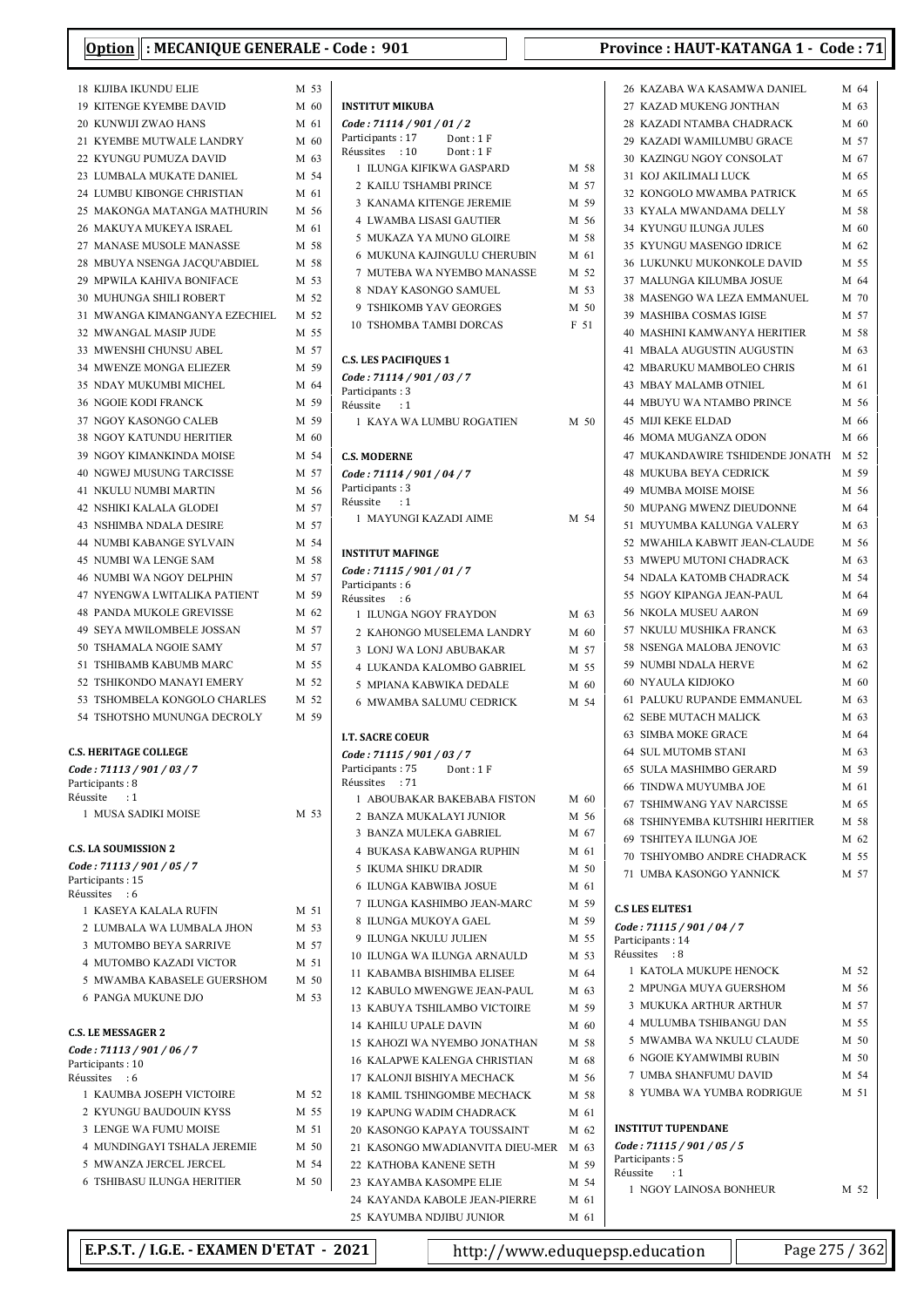**Option : MECANIQUE GENERALE - Code : 901** | **Province : HAUT-KATANGA 1 - Code : 71**

18 KIJIBA IKUNDU ELIE M 53
19 KITENGE KYEMBE DAVID M 60
20 KUNWIJI ZWAO HANS M 61
21 KYEMBE MUTWALE LANDRY M 60
22 KYUNGU PUMUZA DAVID M 63
23 LUMBALA MUKATE DANIEL M 54
24 LUMBU KIBONGE CHRISTIAN M 61
25 MAKONGA MATANGA MATHURIN M 56
26 MAKUYA MUKEYA ISRAEL M 61
27 MANASE MUSOLE MANASSE M 58
28 MBUYA NSENGA JACQU'ABDIEL M 58
29 MPWILA KAHIVA BONIFACE M 53
30 MUHUNGA SHILI ROBERT M 52
31 MWANGA KIMANGANYA EZECHIEL M 52
32 MWANGAL MASIP JUDE M 55
33 MWENSHI CHUNSU ABEL M 57
34 MWENZE MONGA ELIEZER M 59
35 NDAY MUKUMBI MICHEL M 64
36 NGOIE KODI FRANCK M 59
37 NGOY KASONGO CALEB M 59
38 NGOY KATUNDU HERITIER M 60
39 NGOY KIMANKINDA MOISE M 54
40 NGWEJ MUSUNG TARCISSE M 57
41 NKULU NUMBI MARTIN M 56
42 NSHIKI KALALA GLODEI M 57
43 NSHIMBA NDALA DESIRE M 57
44 NUMBI KABANGE SYLVAIN M 54
45 NUMBI WA LENGE SAM M 58
46 NUMBI WA NGOY DELPHIN M 57
47 NYENGWA LWITALIKA PATIENT M 59
48 PANDA MUKOLE GREVISSE M 62
49 SEYA MWILOMBELE JOSSAN M 57
50 TSHAMALA NGOIE SAMY M 57
51 TSHIBAMB KABUMB MARC M 55
52 TSHIKONDO MANAYI EMERY M 52
53 TSHOMBELA KONGOLO CHARLES M 52
54 TSHOTSHO MUNUNGA DECROLY M 59

**C.S. HERITAGE COLLEGE**
*Code : 71113 / 901 / 03 / 7*
Participants : 8
Réussite : 1
1 MUSA SADIKI MOISE M 53

**C.S. LA SOUMISSION 2**
*Code : 71113 / 901 / 05 / 7*
Participants : 15
Réussites : 6
1 KASEYA KALALA RUFIN M 51
2 LUMBALA WA LUMBALA JHON M 53
3 MUTOMBO BEYA SARRIVE M 57
4 MUTOMBO KAZADI VICTOR M 51
5 MWAMBA KABASELE GUERSHOM M 50
6 PANGA MUKUNE DJO M 53

**C.S. LE MESSAGER 2**
*Code : 71113 / 901 / 06 / 7*
Participants : 10
Réussites : 6
1 KAUMBA JOSEPH VICTOIRE M 52
2 KYUNGU BAUDOUIN KYSS M 55
3 LENGE WA FUMU MOISE M 51
4 MUNDINGAYI TSHALA JEREMIE M 50
5 MWANZA JERCEL JERCEL M 54
6 TSHIBASU ILUNGA HERITIER M 50

**INSTITUT MIKUBA**
*Code : 71114 / 901 / 01 / 2*
Participants : 17 Dont : 1 F
Réussites : 10 Dont : 1 F
1 ILUNGA KIFIKWA GASPARD M 58
2 KAILU TSHAMBI PRINCE M 57
3 KANAMA KITENGE JEREMIE M 59
4 LWAMBA LISASI GAUTIER M 56
5 MUKAZA YA MUNO GLOIRE M 58
6 MUKUNA KAJINGULU CHERUBIN M 61
7 MUTEBA WA NYEMBO MANASSE M 52
8 NDAY KASONGO SAMUEL M 53
9 TSHIKOMB YAV GEORGES M 50
10 TSHOMBA TAMBI DORCAS F 51

**C.S. LES PACIFIQUES 1**
*Code : 71114 / 901 / 03 / 7*
Participants : 3
Réussite : 1
1 KAYA WA LUMBU ROGATIEN M 50

**C.S. MODERNE**
*Code : 71114 / 901 / 04 / 7*
Participants : 3
Réussite : 1
1 MAYUNGI KAZADI AIME M 54

**INSTITUT MAFINGE**
*Code : 71115 / 901 / 01 / 7*
Participants : 6
Réussites : 6
1 ILUNGA NGOY FRAYDON M 63
2 KAHONGO MUSELEMA LANDRY M 60
3 LONJ WA LONJ ABUBAKAR M 57
4 LUKANDA KALOMBO GABRIEL M 55
5 MPIANA KABWIKA DEDALE M 60
6 MWAMBA SALUMU CEDRICK M 54

**I.T. SACRE COEUR**
*Code : 71115 / 901 / 03 / 7*
Participants : 75 Dont : 1 F
Réussites : 71
1 ABOUBAKAR BAKEBABA FISTON M 60
2 BANZA MUKALAYI JUNIOR M 56
3 BANZA MULEKA GABRIEL M 67
4 BUKASA KABWANGA RUPHIN M 61
5 IKUMA SHIKU DRADIR M 50
6 ILUNGA KABWIBA JOSUE M 61
7 ILUNGA KASHIMBO JEAN-MARC M 59
8 ILUNGA MUKOYA GAEL M 59
9 ILUNGA NKULU JULIEN M 55
10 ILUNGA WA ILUNGA ARNAULD M 53
11 KABAMBA BISHIMBA ELISEE M 64
12 KABULO MWENGWE JEAN-PAUL M 63
13 KABUYA TSHILAMBO VICTOIRE M 59
14 KAHILU UPALE DAVIN M 60
15 KAHOZI WA NYEMBO JONATHAN M 58
16 KALAPWE KALENGA CHRISTIAN M 68
17 KALONJI BISHIYA MECHACK M 56
18 KAMIL TSHINGOMBE MECHACK M 58
19 KAPUNG WADIM CHADRACK M 61
20 KASONGO KAPAYA TOUSSAINT M 62
21 KASONGO MWADIANVITA DIEU-MER M 63
22 KATHOBA KANENE SETH M 59
23 KAYAMBA KASOMPE ELIE M 54
24 KAYANDA KABOLE JEAN-PIERRE M 61
25 KAYUMBA NDJIBU JUNIOR M 61
26 KAZABA WA KASAMWA DANIEL M 64
27 KAZAD MUKENG JONTHAN M 63
28 KAZADI NTAMBA CHADRACK M 60
29 KAZADI WAMILUMBU GRACE M 57
30 KAZINGU NGOY CONSOLAT M 67
31 KOJ AKILIMALI LUCK M 65
32 KONGOLO MWAMBA PATRICK M 65
33 KYALA MWANDAMA DELLY M 58
34 KYUNGU ILUNGA JULES M 60
35 KYUNGU MASENGO IDRICE M 62
36 LUKUNKU MUKONKOLE DAVID M 55
37 MALUNGA KILUMBA JOSUE M 64
38 MASENGO WA LEZA EMMANUEL M 70
39 MASHIBA COSMAS IGISE M 57
40 MASHINI KAMWANYA HERITIER M 58
41 MBALA AUGUSTIN AUGUSTIN M 63
42 MBARUKU MAMBOLEO CHRIS M 61
43 MBAY MALAMB OTNIEL M 61
44 MBUYU WA NTAMBO PRINCE M 56
45 MIJI KEKE ELDAD M 66
46 MOMA MUGANZA ODON M 66
47 MUKANDAWIRE TSHIDENDE JONATH M 52
48 MUKUBA BEYA CEDRICK M 59
49 MUMBA MOISE MOISE M 56
50 MUPANG MWENZ DIEUDONNE M 64
51 MUYUMBA KALUNGA VALERY M 63
52 MWAHILA KABWIT JEAN-CLAUDE M 56
53 MWEPU MUTONI CHADRACK M 63
54 NDALA KATOMB CHADRACK M 54
55 NGOY KIPANGA JEAN-PAUL M 64
56 NKOLA MUSEU AARON M 69
57 NKULU MUSHIKA FRANCK M 63
58 NSENGA MALOBA JENOVIC M 63
59 NUMBI NDALA HERVE M 62
60 NYAULA KIDJOKO M 60
61 PALUKU RUPANDE EMMANUEL M 63
62 SEBE MUTACH MALICK M 63
63 SIMBA MOKE GRACE M 64
64 SUL MUTOMB STANI M 63
65 SULA MASHIMBO GERARD M 59
66 TINDWA MUYUMBA JOE M 61
67 TSHIMWANG YAV NARCISSE M 65
68 TSHINYEMBA KUTSHIRI HERITIER M 58
69 TSHITEYA ILUNGA JOE M 62
70 TSHIYOMBO ANDRE CHADRACK M 55
71 UMBA KASONGO YANNICK M 57

**C.S LES ELITES1**
*Code : 71115 / 901 / 04 / 7*
Participants : 14
Réussites : 8
1 KATOLA MUKUPE HENOCK M 52
2 MPUNGA MUYA GUERSHOM M 56
3 MUKUKA ARTHUR ARTHUR M 57
4 MULUMBA TSHIBANGU DAN M 55
5 MWAMBA WA NKULU CLAUDE M 50
6 NGOIE KYAMWIMBI RUBIN M 50
7 UMBA SHANFUMU DAVID M 54
8 YUMBA WA YUMBA RODRIGUE M 51

**INSTITUT TUPENDANE**
*Code : 71115 / 901 / 05 / 5*
Participants : 5
Réussite : 1
1 NGOY LAINOSA BONHEUR M 52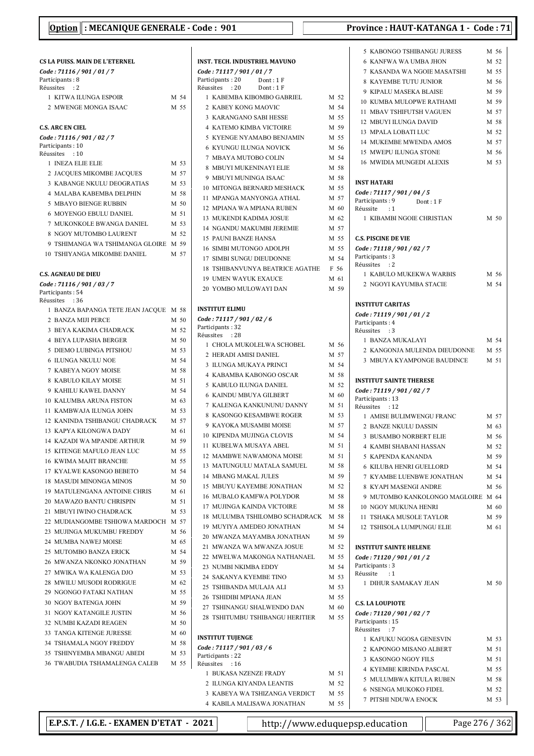**Option : MECANIQUE GENERALE - Code : 901** — **Province : HAUT-KATANGA 1 - Code : 71**

### CS LA PUISS. MAIN DE L'ETERNEL
*Code : 71116 / 901 / 01 / 7*
Participants : 8
Réussites : 2

| N° | Nom | Sexe | % |
|---|---|---|---|
| 1 | KITWA ILUNGA ESPOIR | M | 54 |
| 2 | MWENGE MONGA ISAAC | M | 55 |

### C.S. ARC EN CIEL
*Code : 71116 / 901 / 02 / 7*
Participants : 10
Réussites : 10

| N° | Nom | Sexe | % |
|---|---|---|---|
| 1 | INEZA ELIE ELIE | M | 53 |
| 2 | JACQUES MIKOMBE JACQUES | M | 57 |
| 3 | KABANGE NKULU DEOGRATIAS | M | 53 |
| 4 | MALABA KABEMBA DELPHIN | M | 58 |
| 5 | MBAYO BIENGE RUBBIN | M | 50 |
| 6 | MOYENGO EBULU DANIEL | M | 51 |
| 7 | MUKONKOLE BWANGA DANIEL | M | 53 |
| 8 | NGOY MUTOMBO LAURENT | M | 52 |
| 9 | TSHIMANGA WA TSHIMANGA GLOIRE | M | 59 |
| 10 | TSHIYANGA MIKOMBE DANIEL | M | 57 |

### C.S. AGNEAU DE DIEU
*Code : 71116 / 901 / 03 / 7*
Participants : 54
Réussites : 36

| N° | Nom | Sexe | % |
|---|---|---|---|
| 1 | BANZA BAPANGA TETE JEAN JACQUE | M | 58 |
| 2 | BANZA MIJI PERCE | M | 50 |
| 3 | BEYA KAKIMA CHADRACK | M | 52 |
| 4 | BEYA LUPASHA BERGER | M | 50 |
| 5 | DIEMO LUBINGA PITSHOU | M | 53 |
| 6 | ILUNGA NKULU NOE | M | 54 |
| 7 | KABEYA NGOY MOISE | M | 58 |
| 8 | KABULO KILAY MOISE | M | 51 |
| 9 | KAHILU KAWEL DANNY | M | 54 |
| 10 | KALUMBA ARUNA FISTON | M | 63 |
| 11 | KAMBWAJA ILUNGA JOHN | M | 53 |
| 12 | KANINDA TSHIBANGU CHADRACK | M | 57 |
| 13 | KAPYA KILONGWA DADY | M | 61 |
| 14 | KAZADI WA MPANDE ARTHUR | M | 59 |
| 15 | KITENGE MAFULO JEAN LUC | M | 55 |
| 16 | KWIMA MAJIT BRANCHE | M | 55 |
| 17 | KYALWE KASONGO BEBETO | M | 54 |
| 18 | MASUDI MINONGA MINOS | M | 50 |
| 19 | MATULENGANA ANTOINE CHRIS | M | 61 |
| 20 | MAWAZO BANTU CHRISPIN | M | 51 |
| 21 | MBUYI IWINO CHADRACK | M | 53 |
| 22 | MUDIANGOMBE TSHIOWA MARDOCH | M | 57 |
| 23 | MUJINGA MUKUMBU FREDDY | M | 56 |
| 24 | MUMBA NAWEJ MOISE | M | 65 |
| 25 | MUTOMBO BANZA ERICK | M | 54 |
| 26 | MWANZA NKONKO JONATHAN | M | 59 |
| 27 | MWIKA WA KALENGA DJO | M | 53 |
| 28 | MWILU MUSODI RODRIGUE | M | 62 |
| 29 | NGONGO FATAKI NATHAN | M | 55 |
| 30 | NGOY BATENGA JOHN | M | 59 |
| 31 | NGOY KATANGILE JUSTIN | M | 56 |
| 32 | NUMBI KAZADI REAGEN | M | 50 |
| 33 | TANGA KITENGE JURESSE | M | 60 |
| 34 | TSHAMALA NGOY FREDDY | M | 58 |
| 35 | TSHINYEMBA MBANGU ABEDI | M | 53 |
| 36 | TWABUDIA TSHAMALENGA CALEB | M | 55 |

### INST. TECH. INDUSTRIEL MAVUNO
*Code : 71117 / 901 / 01 / 7*
Participants : 20 Dont : 1 F
Réussites : 20 Dont : 1 F

| N° | Nom | Sexe | % |
|---|---|---|---|
| 1 | KABEMBA KIBOMBO GABRIEL | M | 52 |
| 2 | KABEY KONG MAOVIC | M | 54 |
| 3 | KARANGANO SABI HESSE | M | 55 |
| 4 | KATEMO KIMBA VICTOIRE | M | 59 |
| 5 | KYENGE NYAMABO BENJAMIN | M | 55 |
| 6 | KYUNGU ILUNGA NOVICK | M | 56 |
| 7 | MBAYA MUTOBO COLIN | M | 54 |
| 8 | MBUYI MUKENINAYI ELIE | M | 58 |
| 9 | MBUYI MUNINGA ISAAC | M | 58 |
| 10 | MITONGA BERNARD MESHACK | M | 55 |
| 11 | MPANGA MANYONGA ATHAL | M | 57 |
| 12 | MPIANA WA MPIANA RUBEN | M | 60 |
| 13 | MUKENDI KADIMA JOSUE | M | 62 |
| 14 | NGANDU MAKUMBI JEREMIE | M | 57 |
| 15 | PAUNI BANZE HANSA | M | 55 |
| 16 | SIMBI MUTONGO ADOLPH | M | 55 |
| 17 | SIMBI SUNGU DIEUDONNE | M | 54 |
| 18 | TSHIBANVUNYA BEATRICE AGATHE | F | 56 |
| 19 | UMEN WAYUK EXAUCE | M | 61 |
| 20 | YOMBO MULOWAYI DAN | M | 59 |

### INSTITUT ELIMU
*Code : 71117 / 901 / 02 / 6*
Participants : 32
Réussites : 28

| N° | Nom | Sexe | % |
|---|---|---|---|
| 1 | CHOLA MUKOLELWA SCHOBEL | M | 56 |
| 2 | HERADI AMISI DANIEL | M | 57 |
| 3 | ILUNGA MUKAYA PRINCI | M | 54 |
| 4 | KABAMBA KABONGO OSCAR | M | 58 |
| 5 | KABULO ILUNGA DANIEL | M | 52 |
| 6 | KAINDU MBUYA GILBERT | M | 60 |
| 7 | KALENGA KANKUNUNU DANNY | M | 51 |
| 8 | KASONGO KESAMBWE ROGER | M | 53 |
| 9 | KAYOKA MUSAMBI MOISE | M | 57 |
| 10 | KIPENDA MUJINGA CLOVIS | M | 54 |
| 11 | KUBELWA MUSAYA ABEL | M | 51 |
| 12 | MAMBWE NAWAMONA MOISE | M | 51 |
| 13 | MATUNGULU MATALA SAMUEL | M | 58 |
| 14 | MBANG MAKAL JULES | M | 59 |
| 15 | MBUYU KAYEMBE JONATHAN | M | 52 |
| 16 | MUBALO KAMFWA POLYDOR | M | 58 |
| 17 | MUJINGA KAINDA VICTOIRE | M | 58 |
| 18 | MULUMBA TSHILOMBO SCHADRACK | M | 58 |
| 19 | MUYIYA AMEDEO JONATHAN | M | 54 |
| 20 | MWANZA MAYAMBA JONATHAN | M | 59 |
| 21 | MWANZA WA MWANZA JOSUE | M | 52 |
| 22 | MWELWA MAKONGA NATHANAEL | M | 55 |
| 23 | NUMBI NKIMBA EDDY | M | 54 |
| 24 | SAKANYA KYEMBE TINO | M | 53 |
| 25 | TSHIBANDA MULAJA ALI | M | 53 |
| 26 | TSHIDIBI MPIANA JEAN | M | 55 |
| 27 | TSHINANGU SHALWENDO DAN | M | 60 |
| 28 | TSHITUMBU TSHIBANGU HERITIER | M | 55 |

### INSTITUT TUJENGE
*Code : 71117 / 901 / 03 / 6*
Participants : 22
Réussites : 16

| N° | Nom | Sexe | % |
|---|---|---|---|
| 1 | BUKASA NZENZE FRADY | M | 51 |
| 2 | ILUNGA KIYANDA LEANTIS | M | 52 |
| 3 | KABEYA WA TSHIZANGA VERDICT | M | 55 |
| 4 | KABILA MALISAWA JONATHAN | M | 55 |
| 5 | KABONGO TSHIBANGU JURESS | M | 56 |
| 6 | KANFWA WA UMBA JHON | M | 52 |
| 7 | KASANDA WA NGOIE MASATSHI | M | 55 |
| 8 | KAYEMBE TUTU JUNIOR | M | 56 |
| 9 | KIPALU MASEKA BLAISE | M | 59 |
| 10 | KUMBA MULOPWE RATHAMI | M | 59 |
| 11 | MBAV TSHIFUTSH VAGUEN | M | 57 |
| 12 | MBUYI ILUNGA DAVID | M | 58 |
| 13 | MPALA LOBATI LUC | M | 52 |
| 14 | MUKEMBE MWENDA AMOS | M | 57 |
| 15 | MWEPU ILUNGA STONE | M | 56 |
| 16 | MWIDIA MUNGEDI ALEXIS | M | 53 |

### INST HATARI
*Code : 71117 / 901 / 04 / 5*
Participants : 9 Dont : 1 F
Réussite : 1

| N° | Nom | Sexe | % |
|---|---|---|---|
| 1 | KIBAMBI NGOIE CHRISTIAN | M | 50 |

### C.S. PISCINE DE VIE
*Code : 71118 / 901 / 02 / 7*
Participants : 3
Réussites : 2

| N° | Nom | Sexe | % |
|---|---|---|---|
| 1 | KABULO MUKEKWA WARBIS | M | 56 |
| 2 | NGOYI KAYUMBA STACIE | M | 54 |

### INSTITUT CARITAS
*Code : 71119 / 901 / 01 / 2*
Participants : 4
Réussites : 3

| N° | Nom | Sexe | % |
|---|---|---|---|
| 1 | BANZA MUKALAYI | M | 54 |
| 2 | KANGONJA MULENDA DIEUDONNE | M | 55 |
| 3 | MBUYA KYAMPONGE BAUDINCE | M | 51 |

### INSTITUT SAINTE THERESE
*Code : 71119 / 901 / 02 / 7*
Participants : 13
Réussites : 12

| N° | Nom | Sexe | % |
|---|---|---|---|
| 1 | AMISE BULIMWENGU FRANC | M | 57 |
| 2 | BANZE NKULU DASSIN | M | 63 |
| 3 | BUSAMBO NORBERT ELIE | M | 56 |
| 4 | KAMBI SHABANI HASSAN | M | 52 |
| 5 | KAPENDA KANANDA | M | 59 |
| 6 | KILUBA HENRI GUELLORD | M | 54 |
| 7 | KYAMBE LUENBWE JONATHAN | M | 54 |
| 8 | KYAPI MASENGI ANDRE | M | 56 |
| 9 | MUTOMBO KANKOLONGO MAGLOIRE | M | 64 |
| 10 | NGOY MUKUNA HENRI | M | 60 |
| 11 | TSHAKA MUSOLE TAYLOR | M | 59 |
| 12 | TSHISOLA LUMPUNGU ELIE | M | 61 |

### INSTITUT SAINTE HELENE
*Code : 71120 / 901 / 01 / 2*
Participants : 3
Réussite : 1

| N° | Nom | Sexe | % |
|---|---|---|---|
| 1 | DIHUR SAMAKAY JEAN | M | 50 |

### C.S. LA LOUPIOTE
*Code : 71120 / 901 / 02 / 7*
Participants : 15
Réussites : 7

| N° | Nom | Sexe | % |
|---|---|---|---|
| 1 | KAFUKU NGOSA GENESVIN | M | 53 |
| 2 | KAPONGO MISANO ALBERT | M | 51 |
| 3 | KASONGO NGOY FILS | M | 51 |
| 4 | KYEMBE KIRINDA PASCAL | M | 55 |
| 5 | MULUMBWA KITULA RUBEN | M | 58 |
| 6 | NSENGA MUKOKO FIDEL | M | 52 |
| 7 | PITSHI NDUWA ENOCK | M | 53 |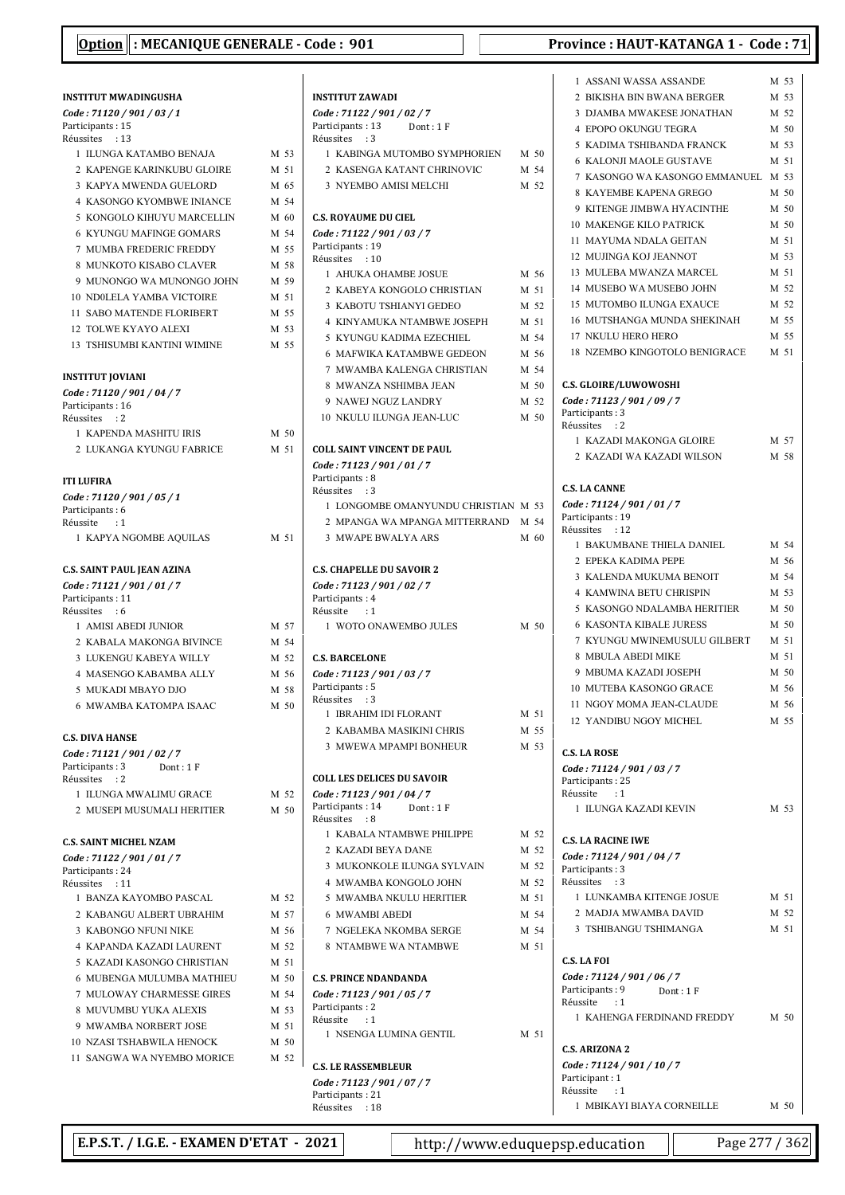**Option : MECANIQUE GENERALE - Code : 901** — **Province : HAUT-KATANGA 1 - Code : 71**

### INSTITUT MWADINGUSHA
*Code : 71120 / 901 / 03 / 1*
Participants : 15
Réussites : 13

1. ILUNGA KATAMBO BENAJA M 53
2. KAPENGE KARINKUBU GLOIRE M 51
3. KAPYA MWENDA GUELORD M 65
4. KASONGO KYOMBWE INIANCE M 54
5. KONGOLO KIHUYU MARCELLIN M 60
6. KYUNGU MAFINGE GOMARS M 54
7. MUMBA FREDERIC FREDDY M 55
8. MUNKOTO KISABO CLAVER M 58
9. MUNONGO WA MUNONGO JOHN M 59
10. ND0LELA YAMBA VICTOIRE M 51
11. SABO MATENDE FLORIBERT M 55
12. TOLWE KYAYO ALEXI M 53
13. TSHISUMBI KANTINI WIMINE M 55

### INSTITUT JOVIANI
*Code : 71120 / 901 / 04 / 7*
Participants : 16
Réussites : 2

1. KAPENDA MASHITU IRIS M 50
2. LUKANGA KYUNGU FABRICE M 51

### ITI LUFIRA
*Code : 71120 / 901 / 05 / 1*
Participants : 6
Réussite : 1

1. KAPYA NGOMBE AQUILAS M 51

### C.S. SAINT PAUL JEAN AZINA
*Code : 71121 / 901 / 01 / 7*
Participants : 11
Réussites : 6

1. AMISI ABEDI JUNIOR M 57
2. KABALA MAKONGA BIVINCE M 54
3. LUKENGU KABEYA WILLY M 52
4. MASENGO KABAMBA ALLY M 56
5. MUKADI MBAYO DJO M 58
6. MWAMBA KATOMPA ISAAC M 50

### C.S. DIVA HANSE
*Code : 71121 / 901 / 02 / 7*
Participants : 3 Dont : 1 F
Réussites : 2

1. ILUNGA MWALIMU GRACE M 52
2. MUSEPI MUSUMALI HERITIER M 50

### C.S. SAINT MICHEL NZAM
*Code : 71122 / 901 / 01 / 7*
Participants : 24
Réussites : 11

1. BANZA KAYOMBO PASCAL M 52
2. KABANGU ALBERT UBRAHIM M 57
3. KABONGO NFUNI NIKE M 56
4. KAPANDA KAZADI LAURENT M 52
5. KAZADI KASONGO CHRISTIAN M 51
6. MUBENGA MULUMBA MATHIEU M 50
7. MULOWAY CHARMESSE GIRES M 54
8. MUVUMBU YUKA ALEXIS M 53
9. MWAMBA NORBERT JOSE M 51
10. NZASI TSHABWILA HENOCK M 50
11. SANGWA WA NYEMBO MORICE M 52

### INSTITUT ZAWADI
*Code : 71122 / 901 / 02 / 7*
Participants : 13 Dont : 1 F
Réussites : 3

1. KABINGA MUTOMBO SYMPHORIEN M 50
2. KASENGA KATANT CHRINOVIC M 54
3. NYEMBO AMISI MELCHI M 52

### C.S. ROYAUME DU CIEL
*Code : 71122 / 901 / 03 / 7*
Participants : 19
Réussites : 10

1. AHUKA OHAMBE JOSUE M 56
2. KABEYA KONGOLO CHRISTIAN M 51
3. KABOTU TSHIANYI GEDEO M 52
4. KINYAMUKA NTAMBWE JOSEPH M 51
5. KYUNGU KADIMA EZECHIEL M 54
6. MAFWIKA KATAMBWE GEDEON M 56
7. MWAMBA KALENGA CHRISTIAN M 54
8. MWANZA NSHIMBA JEAN M 50
9. NAWEJ NGUZ LANDRY M 52
10. NKULU ILUNGA JEAN-LUC M 50

### COLL SAINT VINCENT DE PAUL
*Code : 71123 / 901 / 01 / 7*
Participants : 8
Réussites : 3

1. LONGOMBE OMANYUNDU CHRISTIAN M 53
2. MPANGA WA MPANGA MITTERRAND M 54
3. MWAPE BWALYA ARS M 60

### C.S. CHAPELLE DU SAVOIR 2
*Code : 71123 / 901 / 02 / 7*
Participants : 4
Réussite : 1

1. WOTO ONAWEMBO JULES M 50

### C.S. BARCELONE
*Code : 71123 / 901 / 03 / 7*
Participants : 5
Réussites : 3

1. IBRAHIM IDI FLORANT M 51
2. KABAMBA MASIKINI CHRIS M 55
3. MWEWA MPAMPI BONHEUR M 53

### COLL LES DELICES DU SAVOIR
*Code : 71123 / 901 / 04 / 7*
Participants : 14 Dont : 1 F
Réussites : 8

1. KABALA NTAMBWE PHILIPPE M 52
2. KAZADI BEYA DANE M 52
3. MUKONKOLE ILUNGA SYLVAIN M 52
4. MWAMBA KONGOLO JOHN M 52
5. MWAMBA NKULU HERITIER M 51
6. MWAMBI ABEDI M 54
7. NGELEKA NKOMBA SERGE M 54
8. NTAMBWE WA NTAMBWE M 51

### C.S. PRINCE NDANDANDA
*Code : 71123 / 901 / 05 / 7*
Participants : 2
Réussite : 1

1. NSENGA LUMINA GENTIL M 51

### C.S. LE RASSEMBLEUR
*Code : 71123 / 901 / 07 / 7*
Participants : 21
Réussites : 18

1. ASSANI WASSA ASSANDE M 53
2. BIKISHA BIN BWANA BERGER M 53
3. DJAMBA MWAKESE JONATHAN M 52
4. EPOPO OKUNGU TEGRA M 50
5. KADIMA TSHIBANDA FRANCK M 53
6. KALONJI MAOLE GUSTAVE M 51
7. KASONGO WA KASONGO EMMANUEL M 53
8. KAYEMBE KAPENA GREGO M 50
9. KITENGE JIMBWA HYACINTHE M 50
10. MAKENGE KILO PATRICK M 50
11. MAYUMA NDALA GEITAN M 51
12. MUJINGA KOJ JEANNOT M 53
13. MULEBA MWANZA MARCEL M 51
14. MUSEBO WA MUSEBO JOHN M 52
15. MUTOMBO ILUNGA EXAUCE M 52
16. MUTSHANGA MUNDA SHEKINAH M 55
17. NKULU HERO HERO M 55
18. NZEMBO KINGOTOLO BENIGRACE M 51

### C.S. GLOIRE/LUWOWOSHI
*Code : 71123 / 901 / 09 / 7*
Participants : 3
Réussites : 2

1. KAZADI MAKONGA GLOIRE M 57
2. KAZADI WA KAZADI WILSON M 58

### C.S. LA CANNE
*Code : 71124 / 901 / 01 / 7*
Participants : 19
Réussites : 12

1. BAKUMBANE THIELA DANIEL M 54
2. EPEKA KADIMA PEPE M 56
3. KALENDA MUKUMA BENOIT M 54
4. KAMWINA BETU CHRISPIN M 53
5. KASONGO NDALAMBA HERITIER M 50
6. KASONTA KIBALE JURESS M 50
7. KYUNGU MWINEMUSULU GILBERT M 51
8. MBULA ABEDI MIKE M 51
9. MBUMA KAZADI JOSEPH M 50
10. MUTEBA KASONGO GRACE M 56
11. NGOY MOMA JEAN-CLAUDE M 56
12. YANDIBU NGOY MICHEL M 55

### C.S. LA ROSE
*Code : 71124 / 901 / 03 / 7*
Participants : 25
Réussite : 1

1. ILUNGA KAZADI KEVIN M 53

### C.S. LA RACINE IWE
*Code : 71124 / 901 / 04 / 7*
Participants : 3
Réussites : 3

1. LUNKAMBA KITENGE JOSUE M 51
2. MADJA MWAMBA DAVID M 52
3. TSHIBANGU TSHIMANGA M 51

### C.S. LA FOI
*Code : 71124 / 901 / 06 / 7*
Participants : 9 Dont : 1 F
Réussite : 1

1. KAHENGA FERDINAND FREDDY M 50

### C.S. ARIZONA 2
*Code : 71124 / 901 / 10 / 7*
Participant : 1
Réussite : 1

1. MBIKAYI BIAYA CORNEILLE M 50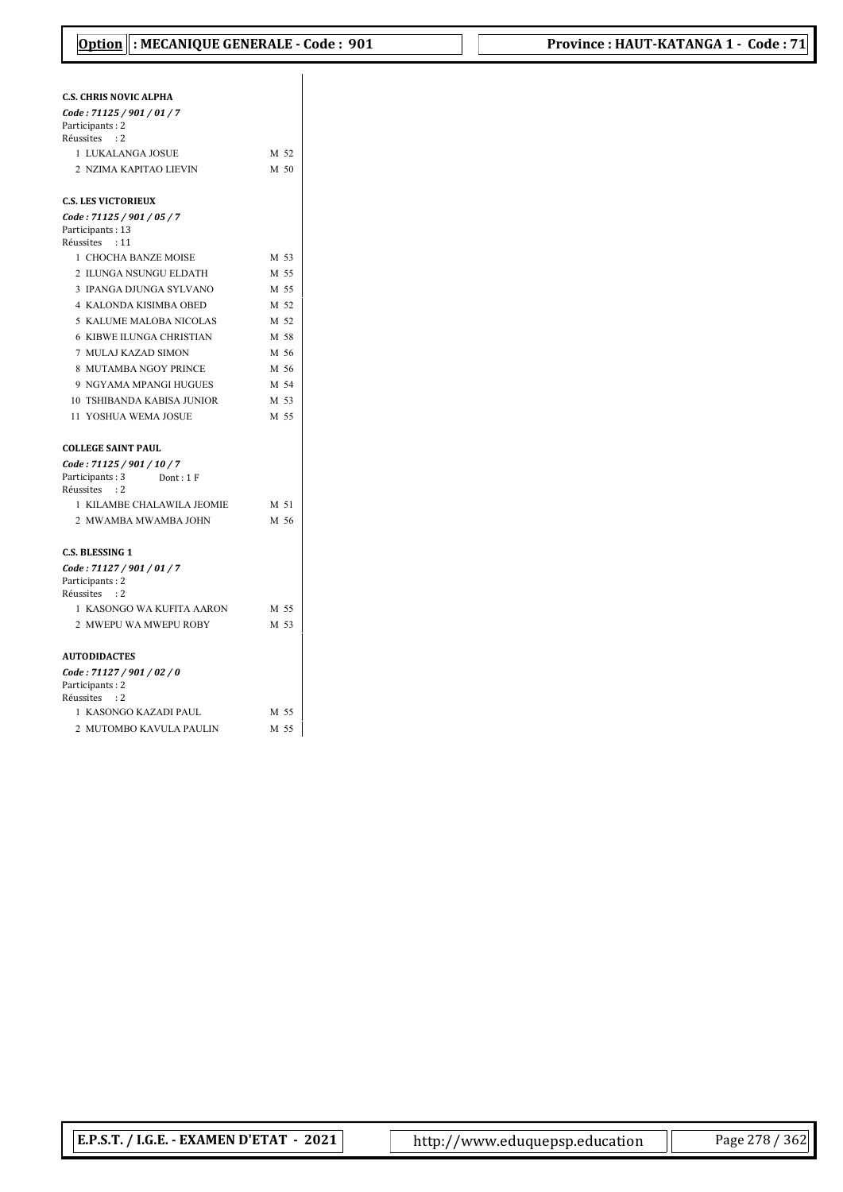**Option : MECANIQUE GENERALE - Code : 901**

**Province : HAUT-KATANGA 1 - Code : 71**

**C.S. CHRIS NOVIC ALPHA**

***Code : 71125 / 901 / 01 / 7***

Participants : 2
Réussites : 2

| | | | |
|---|---|---|---|
| 1 | LUKALANGA JOSUE | M | 52 |
| 2 | NZIMA KAPITAO LIEVIN | M | 50 |

**C.S. LES VICTORIEUX**

***Code : 71125 / 901 / 05 / 7***

Participants : 13
Réussites : 11

| | | | |
|---|---|---|---|
| 1 | CHOCHA BANZE MOISE | M | 53 |
| 2 | ILUNGA NSUNGU ELDATH | M | 55 |
| 3 | IPANGA DJUNGA SYLVANO | M | 55 |
| 4 | KALONDA KISIMBA OBED | M | 52 |
| 5 | KALUME MALOBA NICOLAS | M | 52 |
| 6 | KIBWE ILUNGA CHRISTIAN | M | 58 |
| 7 | MULAJ KAZAD SIMON | M | 56 |
| 8 | MUTAMBA NGOY PRINCE | M | 56 |
| 9 | NGYAMA MPANGI HUGUES | M | 54 |
| 10 | TSHIBANDA KABISA JUNIOR | M | 53 |
| 11 | YOSHUA WEMA JOSUE | M | 55 |

**COLLEGE SAINT PAUL**

***Code : 71125 / 901 / 10 / 7***

Participants : 3 Dont : 1 F
Réussites : 2

| | | | |
|---|---|---|---|
| 1 | KILAMBE CHALAWILA JEOMIE | M | 51 |
| 2 | MWAMBA MWAMBA JOHN | M | 56 |

**C.S. BLESSING 1**

***Code : 71127 / 901 / 01 / 7***

Participants : 2
Réussites : 2

| | | | |
|---|---|---|---|
| 1 | KASONGO WA KUFITA AARON | M | 55 |
| 2 | MWEPU WA MWEPU ROBY | M | 53 |

**AUTODIDACTES**

***Code : 71127 / 901 / 02 / 0***

Participants : 2
Réussites : 2

| | | | |
|---|---|---|---|
| 1 | KASONGO KAZADI PAUL | M | 55 |
| 2 | MUTOMBO KAVULA PAULIN | M | 55 |